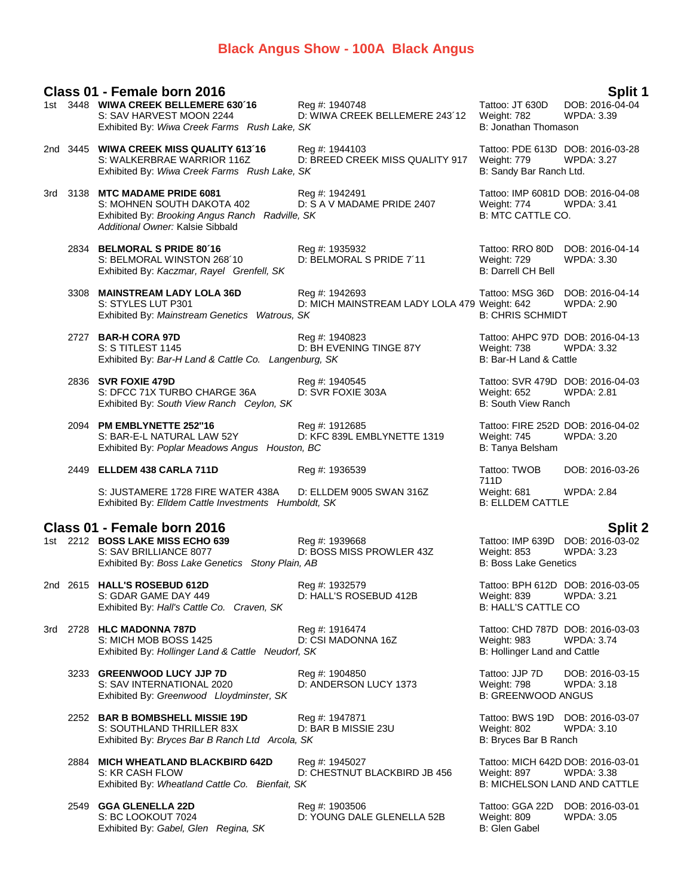# Black Angus Show - 100A Black Angus

## Class 01 - Female born 2016 — Split 1

1st 3448 **WIWA CREEK BELLEMERE 630´16** Reg #: 1940748 Tattoo: JT 630D DOB: 2016-04-04
S: SAV HARVEST MOON 2244 D: WIWA CREEK BELLEMERE 243´12 Weight: 782 WPDA: 3.39
Exhibited By: *Wiwa Creek Farms Rush Lake, SK* B: Jonathan Thomason

2nd 3445 **WIWA CREEK MISS QUALITY 613´16** Reg #: 1944103 Tattoo: PDE 613D DOB: 2016-03-28
S: WALKERBRAE WARRIOR 116Z D: BREED CREEK MISS QUALITY 917 Weight: 779 WPDA: 3.27
Exhibited By: *Wiwa Creek Farms Rush Lake, SK* B: Sandy Bar Ranch Ltd.

3rd 3138 **MTC MADAME PRIDE 6081** Reg #: 1942491 Tattoo: IMP 6081D DOB: 2016-04-08
S: MOHNEN SOUTH DAKOTA 402 D: S A V MADAME PRIDE 2407 Weight: 774 WPDA: 3.41
Exhibited By: *Brooking Angus Ranch Radville, SK* B: MTC CATTLE CO.
*Additional Owner:* Kalsie Sibbald

2834 **BELMORAL S PRIDE 80´16** Reg #: 1935932 Tattoo: RRO 80D DOB: 2016-04-14
S: BELMORAL WINSTON 268´10 D: BELMORAL S PRIDE 7´11 Weight: 729 WPDA: 3.30
Exhibited By: *Kaczmar, Rayel Grenfell, SK* B: Darrell CH Bell

3308 **MAINSTREAM LADY LOLA 36D** Reg #: 1942693 Tattoo: MSG 36D DOB: 2016-04-14
S: STYLES LUT P301 D: MICH MAINSTREAM LADY LOLA 479 Weight: 642 WPDA: 2.90
Exhibited By: *Mainstream Genetics Watrous, SK* B: CHRIS SCHMIDT

2727 **BAR-H CORA 97D** Reg #: 1940823 Tattoo: AHPC 97D DOB: 2016-04-13
S: S TITLEST 1145 D: BH EVENING TINGE 87Y Weight: 738 WPDA: 3.32
Exhibited By: *Bar-H Land & Cattle Co. Langenburg, SK* B: Bar-H Land & Cattle

2836 **SVR FOXIE 479D** Reg #: 1940545 Tattoo: SVR 479D DOB: 2016-04-03
S: DFCC 71X TURBO CHARGE 36A D: SVR FOXIE 303A Weight: 652 WPDA: 2.81
Exhibited By: *South View Ranch Ceylon, SK* B: South View Ranch

2094 **PM EMBLYNETTE 252"16** Reg #: 1912685 Tattoo: FIRE 252D DOB: 2016-04-02
S: BAR-E-L NATURAL LAW 52Y D: KFC 839L EMBLYNETTE 1319 Weight: 745 WPDA: 3.20
Exhibited By: *Poplar Meadows Angus Houston, BC* B: Tanya Belsham

2449 **ELLDEM 438 CARLA 711D** Reg #: 1936539 Tattoo: TWOB 711D DOB: 2016-03-26
S: JUSTAMERE 1728 FIRE WATER 438A D: ELLDEM 9005 SWAN 316Z Weight: 681 WPDA: 2.84
Exhibited By: *Elldem Cattle Investments Humboldt, SK* B: ELLDEM CATTLE

## Class 01 - Female born 2016 — Split 2

1st 2212 **BOSS LAKE MISS ECHO 639** Reg #: 1939668 Tattoo: IMP 639D DOB: 2016-03-02
S: SAV BRILLIANCE 8077 D: BOSS MISS PROWLER 43Z Weight: 853 WPDA: 3.23
Exhibited By: *Boss Lake Genetics Stony Plain, AB* B: Boss Lake Genetics

2nd 2615 **HALL'S ROSEBUD 612D** Reg #: 1932579 Tattoo: BPH 612D DOB: 2016-03-05
S: GDAR GAME DAY 449 D: HALL'S ROSEBUD 412B Weight: 839 WPDA: 3.21
Exhibited By: *Hall's Cattle Co. Craven, SK* B: HALL'S CATTLE CO

3rd 2728 **HLC MADONNA 787D** Reg #: 1916474 Tattoo: CHD 787D DOB: 2016-03-03
S: MICH MOB BOSS 1425 D: CSI MADONNA 16Z Weight: 983 WPDA: 3.74
Exhibited By: *Hollinger Land & Cattle Neudorf, SK* B: Hollinger Land and Cattle

3233 **GREENWOOD LUCY JJP 7D** Reg #: 1904850 Tattoo: JJP 7D DOB: 2016-03-15
S: SAV INTERNATIONAL 2020 D: ANDERSON LUCY 1373 Weight: 798 WPDA: 3.18
Exhibited By: *Greenwood Lloydminster, SK* B: GREENWOOD ANGUS

2252 **BAR B BOMBSHELL MISSIE 19D** Reg #: 1947871 Tattoo: BWS 19D DOB: 2016-03-07
S: SOUTHLAND THRILLER 83X D: BAR B MISSIE 23U Weight: 802 WPDA: 3.10
Exhibited By: *Bryces Bar B Ranch Ltd Arcola, SK* B: Bryces Bar B Ranch

2884 **MICH WHEATLAND BLACKBIRD 642D** Reg #: 1945027 Tattoo: MICH 642D DOB: 2016-03-01
S: KR CASH FLOW D: CHESTNUT BLACKBIRD JB 456 Weight: 897 WPDA: 3.38
Exhibited By: *Wheatland Cattle Co. Bienfait, SK* B: MICHELSON LAND AND CATTLE

2549 **GGA GLENELLA 22D** Reg #: 1903506 Tattoo: GGA 22D DOB: 2016-03-01
S: BC LOOKOUT 7024 D: YOUNG DALE GLENELLA 52B Weight: 809 WPDA: 3.05
Exhibited By: *Gabel, Glen Regina, SK* B: Glen Gabel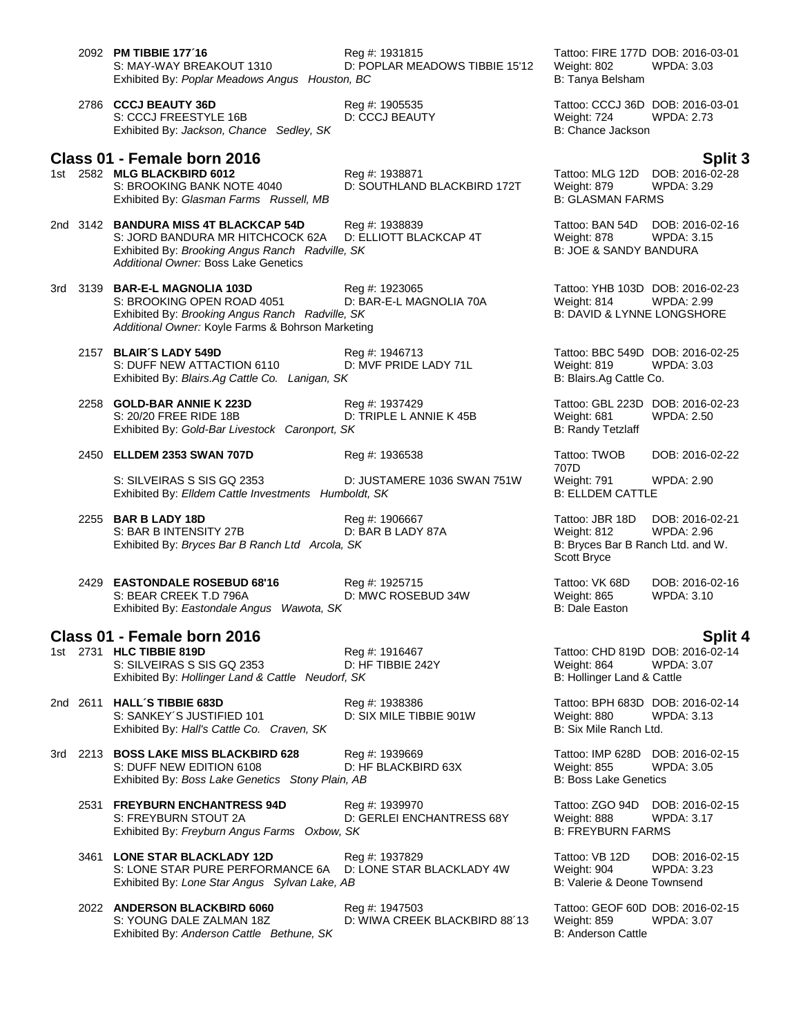2092 **PM TIBBIE 177´16** Reg #: 1931815 Tattoo: FIRE 177D DOB: 2016-03-01
S: MAY-WAY BREAKOUT 1310 D: POPLAR MEADOWS TIBBIE 15'12 Weight: 802 WPDA: 3.03
Exhibited By: *Poplar Meadows Angus Houston, BC* B: Tanya Belsham

2786 **CCCJ BEAUTY 36D** Reg #: 1905535 Tattoo: CCCJ 36D DOB: 2016-03-01
S: CCCJ FREESTYLE 16B D: CCCJ BEAUTY Weight: 724 WPDA: 2.73
Exhibited By: *Jackson, Chance Sedley, SK* B: Chance Jackson

## Class 01 - Female born 2016 — Split 3

1st 2582 **MLG BLACKBIRD 6012** Reg #: 1938871 Tattoo: MLG 12D DOB: 2016-02-28
S: BROOKING BANK NOTE 4040 D: SOUTHLAND BLACKBIRD 172T Weight: 879 WPDA: 3.29
Exhibited By: *Glasman Farms Russell, MB* B: GLASMAN FARMS

2nd 3142 **BANDURA MISS 4T BLACKCAP 54D** Reg #: 1938839 Tattoo: BAN 54D DOB: 2016-02-16
S: JORD BANDURA MR HITCHCOCK 62A D: ELLIOTT BLACKCAP 4T Weight: 878 WPDA: 3.15
Exhibited By: *Brooking Angus Ranch Radville, SK* B: JOE & SANDY BANDURA
*Additional Owner:* Boss Lake Genetics

3rd 3139 **BAR-E-L MAGNOLIA 103D** Reg #: 1923065 Tattoo: YHB 103D DOB: 2016-02-23
S: BROOKING OPEN ROAD 4051 D: BAR-E-L MAGNOLIA 70A Weight: 814 WPDA: 2.99
Exhibited By: *Brooking Angus Ranch Radville, SK* B: DAVID & LYNNE LONGSHORE
*Additional Owner:* Koyle Farms & Bohrson Marketing

2157 **BLAIR´S LADY 549D** Reg #: 1946713 Tattoo: BBC 549D DOB: 2016-02-25
S: DUFF NEW ATTACTION 6110 D: MVF PRIDE LADY 71L Weight: 819 WPDA: 3.03
Exhibited By: *Blairs.Ag Cattle Co. Lanigan, SK* B: Blairs.Ag Cattle Co.

2258 **GOLD-BAR ANNIE K 223D** Reg #: 1937429 Tattoo: GBL 223D DOB: 2016-02-23
S: 20/20 FREE RIDE 18B D: TRIPLE L ANNIE K 45B Weight: 681 WPDA: 2.50
Exhibited By: *Gold-Bar Livestock Caronport, SK* B: Randy Tetzlaff

2450 **ELLDEM 2353 SWAN 707D** Reg #: 1936538 Tattoo: TWOB 707D DOB: 2016-02-22
S: SILVEIRAS S SIS GQ 2353 D: JUSTAMERE 1036 SWAN 751W Weight: 791 WPDA: 2.90
Exhibited By: *Elldem Cattle Investments Humboldt, SK* B: ELLDEM CATTLE

2255 **BAR B LADY 18D** Reg #: 1906667 Tattoo: JBR 18D DOB: 2016-02-21
S: BAR B INTENSITY 27B D: BAR B LADY 87A Weight: 812 WPDA: 2.96
Exhibited By: *Bryces Bar B Ranch Ltd Arcola, SK* B: Bryces Bar B Ranch Ltd. and W. Scott Bryce

2429 **EASTONDALE ROSEBUD 68'16** Reg #: 1925715 Tattoo: VK 68D DOB: 2016-02-16
S: BEAR CREEK T.D 796A D: MWC ROSEBUD 34W Weight: 865 WPDA: 3.10
Exhibited By: *Eastondale Angus Wawota, SK* B: Dale Easton

## Class 01 - Female born 2016 — Split 4

1st 2731 **HLC TIBBIE 819D** Reg #: 1916467 Tattoo: CHD 819D DOB: 2016-02-14
S: SILVEIRAS S SIS GQ 2353 D: HF TIBBIE 242Y Weight: 864 WPDA: 3.07
Exhibited By: *Hollinger Land & Cattle Neudorf, SK* B: Hollinger Land & Cattle

2nd 2611 **HALL´S TIBBIE 683D** Reg #: 1938386 Tattoo: BPH 683D DOB: 2016-02-14
S: SANKEY´S JUSTIFIED 101 D: SIX MILE TIBBIE 901W Weight: 880 WPDA: 3.13
Exhibited By: *Hall's Cattle Co. Craven, SK* B: Six Mile Ranch Ltd.

3rd 2213 **BOSS LAKE MISS BLACKBIRD 628** Reg #: 1939669 Tattoo: IMP 628D DOB: 2016-02-15
S: DUFF NEW EDITION 6108 D: HF BLACKBIRD 63X Weight: 855 WPDA: 3.05
Exhibited By: *Boss Lake Genetics Stony Plain, AB* B: Boss Lake Genetics

2531 **FREYBURN ENCHANTRESS 94D** Reg #: 1939970 Tattoo: ZGO 94D DOB: 2016-02-15
S: FREYBURN STOUT 2A D: GERLEI ENCHANTRESS 68Y Weight: 888 WPDA: 3.17
Exhibited By: *Freyburn Angus Farms Oxbow, SK* B: FREYBURN FARMS

3461 **LONE STAR BLACKLADY 12D** Reg #: 1937829 Tattoo: VB 12D DOB: 2016-02-15
S: LONE STAR PURE PERFORMANCE 6A D: LONE STAR BLACKLADY 4W Weight: 904 WPDA: 3.23
Exhibited By: *Lone Star Angus Sylvan Lake, AB* B: Valerie & Deone Townsend

2022 **ANDERSON BLACKBIRD 6060** Reg #: 1947503 Tattoo: GEOF 60D DOB: 2016-02-15
S: YOUNG DALE ZALMAN 18Z D: WIWA CREEK BLACKBIRD 88´13 Weight: 859 WPDA: 3.07
Exhibited By: *Anderson Cattle Bethune, SK* B: Anderson Cattle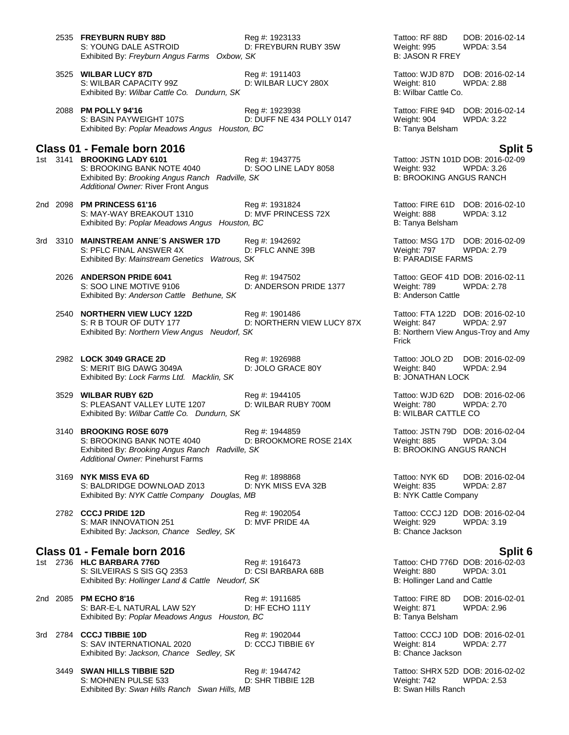2535 **FREYBURN RUBY 88D** Reg #: 1923133 Tattoo: RF 88D DOB: 2016-02-14
S: YOUNG DALE ASTROID D: FREYBURN RUBY 35W Weight: 995 WPDA: 3.54
Exhibited By: *Freyburn Angus Farms Oxbow, SK* B: JASON R FREY

3525 **WILBAR LUCY 87D** Reg #: 1911403 Tattoo: WJD 87D DOB: 2016-02-14
S: WILBAR CAPACITY 99Z D: WILBAR LUCY 280X Weight: 810 WPDA: 2.88
Exhibited By: *Wilbar Cattle Co. Dundurn, SK* B: Wilbar Cattle Co.

2088 **PM POLLY 94'16** Reg #: 1923938 Tattoo: FIRE 94D DOB: 2016-02-14
S: BASIN PAYWEIGHT 107S D: DUFF NE 434 POLLY 0147 Weight: 904 WPDA: 3.22
Exhibited By: *Poplar Meadows Angus Houston, BC* B: Tanya Belsham

## Class 01 - Female born 2016 Split 5

1st 3141 **BROOKING LADY 6101** Reg #: 1943775 Tattoo: JSTN 101D DOB: 2016-02-09
S: BROOKING BANK NOTE 4040 D: SOO LINE LADY 8058 Weight: 932 WPDA: 3.26
Exhibited By: *Brooking Angus Ranch Radville, SK* B: BROOKING ANGUS RANCH
*Additional Owner:* River Front Angus

2nd 2098 **PM PRINCESS 61'16** Reg #: 1931824 Tattoo: FIRE 61D DOB: 2016-02-10
S: MAY-WAY BREAKOUT 1310 D: MVF PRINCESS 72X Weight: 888 WPDA: 3.12
Exhibited By: *Poplar Meadows Angus Houston, BC* B: Tanya Belsham

3rd 3310 **MAINSTREAM ANNE´S ANSWER 17D** Reg #: 1942692 Tattoo: MSG 17D DOB: 2016-02-09
S: PFLC FINAL ANSWER 4X D: PFLC ANNE 39B Weight: 797 WPDA: 2.79
Exhibited By: *Mainstream Genetics Watrous, SK* B: PARADISE FARMS

2026 **ANDERSON PRIDE 6041** Reg #: 1947502 Tattoo: GEOF 41D DOB: 2016-02-11
S: SOO LINE MOTIVE 9106 D: ANDERSON PRIDE 1377 Weight: 789 WPDA: 2.78
Exhibited By: *Anderson Cattle Bethune, SK* B: Anderson Cattle

2540 **NORTHERN VIEW LUCY 122D** Reg #: 1901486 Tattoo: FTA 122D DOB: 2016-02-10
S: R B TOUR OF DUTY 177 D: NORTHERN VIEW LUCY 87X Weight: 847 WPDA: 2.97
Exhibited By: *Northern View Angus Neudorf, SK* B: Northern View Angus-Troy and Amy Frick

2982 **LOCK 3049 GRACE 2D** Reg #: 1926988 Tattoo: JOLO 2D DOB: 2016-02-09
S: MERIT BIG DAWG 3049A D: JOLO GRACE 80Y Weight: 840 WPDA: 2.94
Exhibited By: *Lock Farms Ltd. Macklin, SK* B: JONATHAN LOCK

3529 **WILBAR RUBY 62D** Reg #: 1944105 Tattoo: WJD 62D DOB: 2016-02-06
S: PLEASANT VALLEY LUTE 1207 D: WILBAR RUBY 700M Weight: 780 WPDA: 2.70
Exhibited By: *Wilbar Cattle Co. Dundurn, SK* B: WILBAR CATTLE CO

3140 **BROOKING ROSE 6079** Reg #: 1944859 Tattoo: JSTN 79D DOB: 2016-02-04
S: BROOKING BANK NOTE 4040 D: BROOKMORE ROSE 214X Weight: 885 WPDA: 3.04
Exhibited By: *Brooking Angus Ranch Radville, SK* B: BROOKING ANGUS RANCH
*Additional Owner:* Pinehurst Farms

3169 **NYK MISS EVA 6D** Reg #: 1898868 Tattoo: NYK 6D DOB: 2016-02-04
S: BALDRIDGE DOWNLOAD Z013 D: NYK MISS EVA 32B Weight: 835 WPDA: 2.87
Exhibited By: *NYK Cattle Company Douglas, MB* B: NYK Cattle Company

2782 **CCCJ PRIDE 12D** Reg #: 1902054 Tattoo: CCCJ 12D DOB: 2016-02-04
S: MAR INNOVATION 251 D: MVF PRIDE 4A Weight: 929 WPDA: 3.19
Exhibited By: *Jackson, Chance Sedley, SK* B: Chance Jackson

## Class 01 - Female born 2016 Split 6

1st 2736 **HLC BARBARA 776D** Reg #: 1916473 Tattoo: CHD 776D DOB: 2016-02-03
S: SILVEIRAS S SIS GQ 2353 D: CSI BARBARA 68B Weight: 880 WPDA: 3.01
Exhibited By: *Hollinger Land & Cattle Neudorf, SK* B: Hollinger Land and Cattle

2nd 2085 **PM ECHO 8'16** Reg #: 1911685 Tattoo: FIRE 8D DOB: 2016-02-01
S: BAR-E-L NATURAL LAW 52Y D: HF ECHO 111Y Weight: 871 WPDA: 2.96
Exhibited By: *Poplar Meadows Angus Houston, BC* B: Tanya Belsham

3rd 2784 **CCCJ TIBBIE 10D** Reg #: 1902044 Tattoo: CCCJ 10D DOB: 2016-02-01
S: SAV INTERNATIONAL 2020 D: CCCJ TIBBIE 6Y Weight: 814 WPDA: 2.77
Exhibited By: *Jackson, Chance Sedley, SK* B: Chance Jackson

3449 **SWAN HILLS TIBBIE 52D** Reg #: 1944742 Tattoo: SHRX 52D DOB: 2016-02-02
S: MOHNEN PULSE 533 D: SHR TIBBIE 12B Weight: 742 WPDA: 2.53
Exhibited By: *Swan Hills Ranch Swan Hills, MB* B: Swan Hills Ranch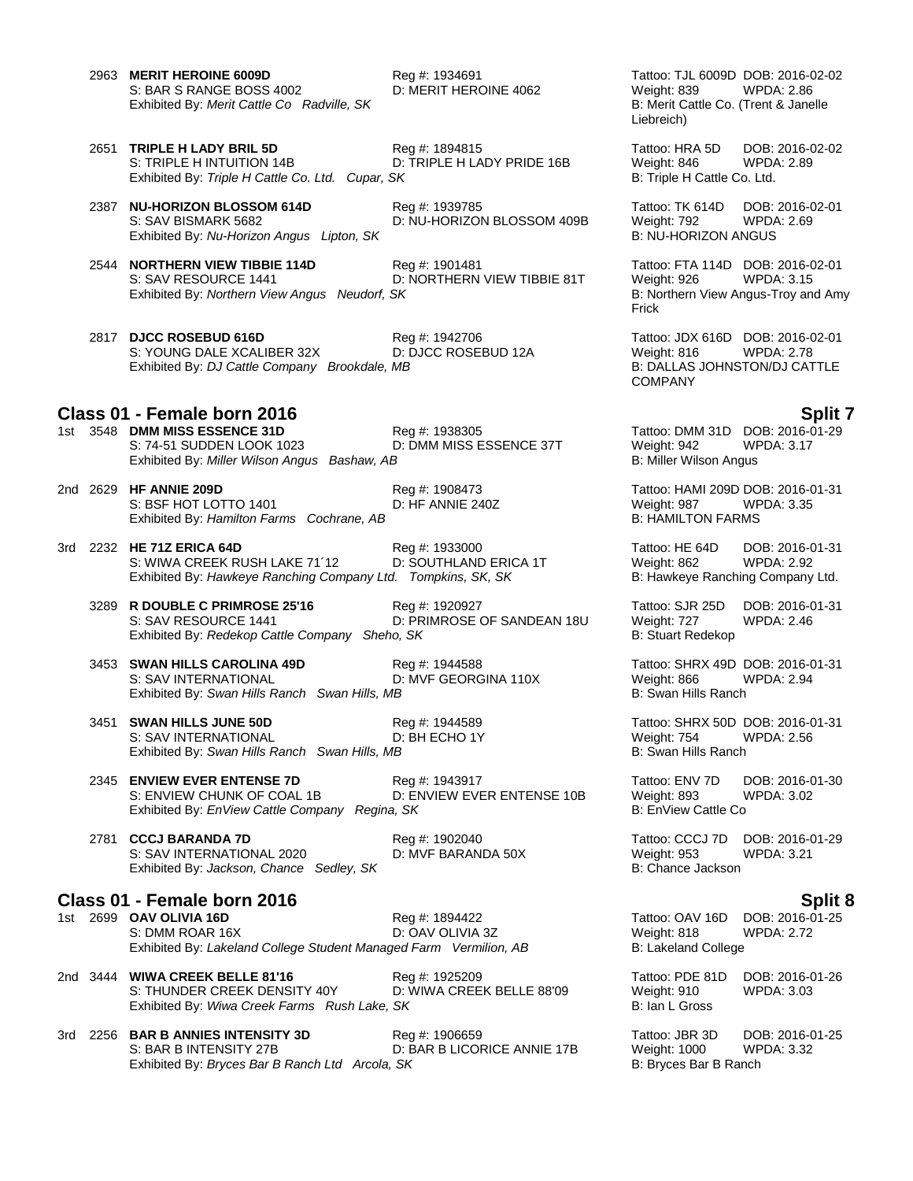2963 **MERIT HEROINE 6009D** Reg #: 1934691 Tattoo: TJL 6009D DOB: 2016-02-02
S: BAR S RANGE BOSS 4002 D: MERIT HEROINE 4062 Weight: 839 WPDA: 2.86
Exhibited By: *Merit Cattle Co Radville, SK* B: Merit Cattle Co. (Trent & Janelle Liebreich)

2651 **TRIPLE H LADY BRIL 5D** Reg #: 1894815 Tattoo: HRA 5D DOB: 2016-02-02
S: TRIPLE H INTUITION 14B D: TRIPLE H LADY PRIDE 16B Weight: 846 WPDA: 2.89
Exhibited By: *Triple H Cattle Co. Ltd. Cupar, SK* B: Triple H Cattle Co. Ltd.

2387 **NU-HORIZON BLOSSOM 614D** Reg #: 1939785 Tattoo: TK 614D DOB: 2016-02-01
S: SAV BISMARK 5682 D: NU-HORIZON BLOSSOM 409B Weight: 792 WPDA: 2.69
Exhibited By: *Nu-Horizon Angus Lipton, SK* B: NU-HORIZON ANGUS

2544 **NORTHERN VIEW TIBBIE 114D** Reg #: 1901481 Tattoo: FTA 114D DOB: 2016-02-01
S: SAV RESOURCE 1441 D: NORTHERN VIEW TIBBIE 81T Weight: 926 WPDA: 3.15
Exhibited By: *Northern View Angus Neudorf, SK* B: Northern View Angus-Troy and Amy Frick

2817 **DJCC ROSEBUD 616D** Reg #: 1942706 Tattoo: JDX 616D DOB: 2016-02-01
S: YOUNG DALE XCALIBER 32X D: DJCC ROSEBUD 12A Weight: 816 WPDA: 2.78
Exhibited By: *DJ Cattle Company Brookdale, MB* B: DALLAS JOHNSTON/DJ CATTLE COMPANY

## Class 01 - Female born 2016 — Split 7

1st 3548 **DMM MISS ESSENCE 31D** Reg #: 1938305 Tattoo: DMM 31D DOB: 2016-01-29
S: 74-51 SUDDEN LOOK 1023 D: DMM MISS ESSENCE 37T Weight: 942 WPDA: 3.17
Exhibited By: *Miller Wilson Angus Bashaw, AB* B: Miller Wilson Angus

2nd 2629 **HF ANNIE 209D** Reg #: 1908473 Tattoo: HAMI 209D DOB: 2016-01-31
S: BSF HOT LOTTO 1401 D: HF ANNIE 240Z Weight: 987 WPDA: 3.35
Exhibited By: *Hamilton Farms Cochrane, AB* B: HAMILTON FARMS

3rd 2232 **HE 71Z ERICA 64D** Reg #: 1933000 Tattoo: HE 64D DOB: 2016-01-31
S: WIWA CREEK RUSH LAKE 71´12 D: SOUTHLAND ERICA 1T Weight: 862 WPDA: 2.92
Exhibited By: *Hawkeye Ranching Company Ltd. Tompkins, SK, SK* B: Hawkeye Ranching Company Ltd.

3289 **R DOUBLE C PRIMROSE 25'16** Reg #: 1920927 Tattoo: SJR 25D DOB: 2016-01-31
S: SAV RESOURCE 1441 D: PRIMROSE OF SANDEAN 18U Weight: 727 WPDA: 2.46
Exhibited By: *Redekop Cattle Company Sheho, SK* B: Stuart Redekop

3453 **SWAN HILLS CAROLINA 49D** Reg #: 1944588 Tattoo: SHRX 49D DOB: 2016-01-31
S: SAV INTERNATIONAL D: MVF GEORGINA 110X Weight: 866 WPDA: 2.94
Exhibited By: *Swan Hills Ranch Swan Hills, MB* B: Swan Hills Ranch

3451 **SWAN HILLS JUNE 50D** Reg #: 1944589 Tattoo: SHRX 50D DOB: 2016-01-31
S: SAV INTERNATIONAL D: BH ECHO 1Y Weight: 754 WPDA: 2.56
Exhibited By: *Swan Hills Ranch Swan Hills, MB* B: Swan Hills Ranch

2345 **ENVIEW EVER ENTENSE 7D** Reg #: 1943917 Tattoo: ENV 7D DOB: 2016-01-30
S: ENVIEW CHUNK OF COAL 1B D: ENVIEW EVER ENTENSE 10B Weight: 893 WPDA: 3.02
Exhibited By: *EnView Cattle Company Regina, SK* B: EnView Cattle Co

2781 **CCCJ BARANDA 7D** Reg #: 1902040 Tattoo: CCCJ 7D DOB: 2016-01-29
S: SAV INTERNATIONAL 2020 D: MVF BARANDA 50X Weight: 953 WPDA: 3.21
Exhibited By: *Jackson, Chance Sedley, SK* B: Chance Jackson

## Class 01 - Female born 2016 — Split 8

1st 2699 **OAV OLIVIA 16D** Reg #: 1894422 Tattoo: OAV 16D DOB: 2016-01-25
S: DMM ROAR 16X D: OAV OLIVIA 3Z Weight: 818 WPDA: 2.72
Exhibited By: *Lakeland College Student Managed Farm Vermilion, AB* B: Lakeland College

2nd 3444 **WIWA CREEK BELLE 81'16** Reg #: 1925209 Tattoo: PDE 81D DOB: 2016-01-26
S: THUNDER CREEK DENSITY 40Y D: WIWA CREEK BELLE 88'09 Weight: 910 WPDA: 3.03
Exhibited By: *Wiwa Creek Farms Rush Lake, SK* B: Ian L Gross

3rd 2256 **BAR B ANNIES INTENSITY 3D** Reg #: 1906659 Tattoo: JBR 3D DOB: 2016-01-25
S: BAR B INTENSITY 27B D: BAR B LICORICE ANNIE 17B Weight: 1000 WPDA: 3.32
Exhibited By: *Bryces Bar B Ranch Ltd Arcola, SK* B: Bryces Bar B Ranch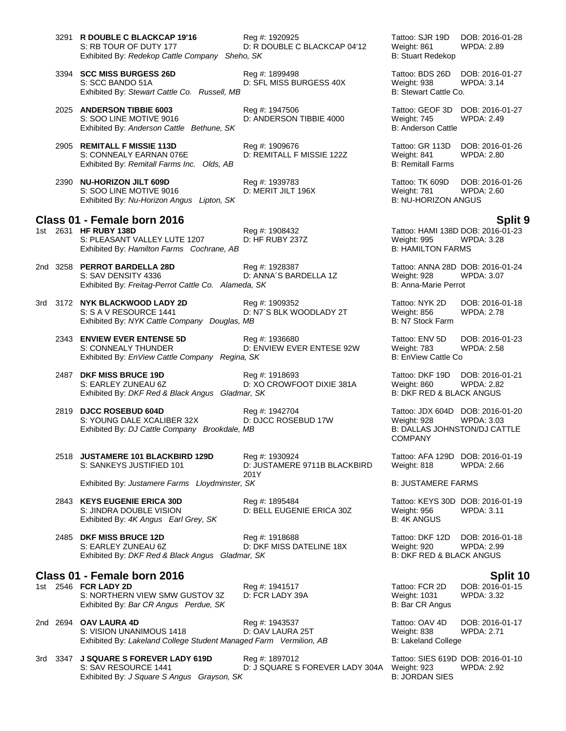3291 **R DOUBLE C BLACKCAP 19'16** Reg #: 1920925 Tattoo: SJR 19D DOB: 2016-01-28
S: RB TOUR OF DUTY 177 D: R DOUBLE C BLACKCAP 04'12 Weight: 861 WPDA: 2.89
Exhibited By: *Redekop Cattle Company Sheho, SK* B: Stuart Redekop

3394 **SCC MISS BURGESS 26D** Reg #: 1899498 Tattoo: BDS 26D DOB: 2016-01-27
S: SCC BANDO 51A D: SFL MISS BURGESS 40X Weight: 938 WPDA: 3.14
Exhibited By: *Stewart Cattle Co. Russell, MB* B: Stewart Cattle Co.

2025 **ANDERSON TIBBIE 6003** Reg #: 1947506 Tattoo: GEOF 3D DOB: 2016-01-27
S: SOO LINE MOTIVE 9016 D: ANDERSON TIBBIE 4000 Weight: 745 WPDA: 2.49
Exhibited By: *Anderson Cattle Bethune, SK* B: Anderson Cattle

2905 **REMITALL F MISSIE 113D** Reg #: 1909676 Tattoo: GR 113D DOB: 2016-01-26
S: CONNEALY EARNAN 076E D: REMITALL F MISSIE 122Z Weight: 841 WPDA: 2.80
Exhibited By: *Remitall Farms Inc. Olds, AB* B: Remitall Farms

2390 **NU-HORIZON JILT 609D** Reg #: 1939783 Tattoo: TK 609D DOB: 2016-01-26
S: SOO LINE MOTIVE 9016 D: MERIT JILT 196X Weight: 781 WPDA: 2.60
Exhibited By: *Nu-Horizon Angus Lipton, SK* B: NU-HORIZON ANGUS

## Class 01 - Female born 2016 — Split 9

1st 2631 **HF RUBY 138D** Reg #: 1908432 Tattoo: HAMI 138D DOB: 2016-01-23
S: PLEASANT VALLEY LUTE 1207 D: HF RUBY 237Z Weight: 995 WPDA: 3.28
Exhibited By: *Hamilton Farms Cochrane, AB* B: HAMILTON FARMS

2nd 3258 **PERROT BARDELLA 28D** Reg #: 1928387 Tattoo: ANNA 28D DOB: 2016-01-24
S: SAV DENSITY 4336 D: ANNA´S BARDELLA 1Z Weight: 928 WPDA: 3.07
Exhibited By: *Freitag-Perrot Cattle Co. Alameda, SK* B: Anna-Marie Perrot

3rd 3172 **NYK BLACKWOOD LADY 2D** Reg #: 1909352 Tattoo: NYK 2D DOB: 2016-01-18
S: S A V RESOURCE 1441 D: N7´S BLK WOODLADY 2T Weight: 856 WPDA: 2.78
Exhibited By: *NYK Cattle Company Douglas, MB* B: N7 Stock Farm

2343 **ENVIEW EVER ENTENSE 5D** Reg #: 1936680 Tattoo: ENV 5D DOB: 2016-01-23
S: CONNEALY THUNDER D: ENVIEW EVER ENTESE 92W Weight: 783 WPDA: 2.58
Exhibited By: *EnView Cattle Company Regina, SK* B: EnView Cattle Co

2487 **DKF MISS BRUCE 19D** Reg #: 1918693 Tattoo: DKF 19D DOB: 2016-01-21
S: EARLEY ZUNEAU 6Z D: XO CROWFOOT DIXIE 381A Weight: 860 WPDA: 2.82
Exhibited By: *DKF Red & Black Angus Gladmar, SK* B: DKF RED & BLACK ANGUS

2819 **DJCC ROSEBUD 604D** Reg #: 1942704 Tattoo: JDX 604D DOB: 2016-01-20
S: YOUNG DALE XCALIBER 32X D: DJCC ROSEBUD 17W Weight: 928 WPDA: 3.03
Exhibited By: *DJ Cattle Company Brookdale, MB* B: DALLAS JOHNSTON/DJ CATTLE COMPANY

2518 **JUSTAMERE 101 BLACKBIRD 129D** Reg #: 1930924 Tattoo: AFA 129D DOB: 2016-01-19
S: SANKEYS JUSTIFIED 101 D: JUSTAMERE 9711B BLACKBIRD 201Y Weight: 818 WPDA: 2.66
Exhibited By: *Justamere Farms Lloydminster, SK* B: JUSTAMERE FARMS

2843 **KEYS EUGENIE ERICA 30D** Reg #: 1895484 Tattoo: KEYS 30D DOB: 2016-01-19
S: JINDRA DOUBLE VISION D: BELL EUGENIE ERICA 30Z Weight: 956 WPDA: 3.11
Exhibited By: *4K Angus Earl Grey, SK* B: 4K ANGUS

2485 **DKF MISS BRUCE 12D** Reg #: 1918688 Tattoo: DKF 12D DOB: 2016-01-18
S: EARLEY ZUNEAU 6Z D: DKF MISS DATELINE 18X Weight: 920 WPDA: 2.99
Exhibited By: *DKF Red & Black Angus Gladmar, SK* B: DKF RED & BLACK ANGUS

## Class 01 - Female born 2016 — Split 10

1st 2546 **FCR LADY 2D** Reg #: 1941517 Tattoo: FCR 2D DOB: 2016-01-15
S: NORTHERN VIEW SMW GUSTOV 3Z D: FCR LADY 39A Weight: 1031 WPDA: 3.32
Exhibited By: *Bar CR Angus Perdue, SK* B: Bar CR Angus

2nd 2694 **OAV LAURA 4D** Reg #: 1943537 Tattoo: OAV 4D DOB: 2016-01-17
S: VISION UNANIMOUS 1418 D: OAV LAURA 25T Weight: 838 WPDA: 2.71
Exhibited By: *Lakeland College Student Managed Farm Vermilion, AB* B: Lakeland College

3rd 3347 **J SQUARE S FOREVER LADY 619D** Reg #: 1897012 Tattoo: SIES 619D DOB: 2016-01-10
S: SAV RESOURCE 1441 D: J SQUARE S FOREVER LADY 304A Weight: 923 WPDA: 2.92
Exhibited By: *J Square S Angus Grayson, SK* B: JORDAN SIES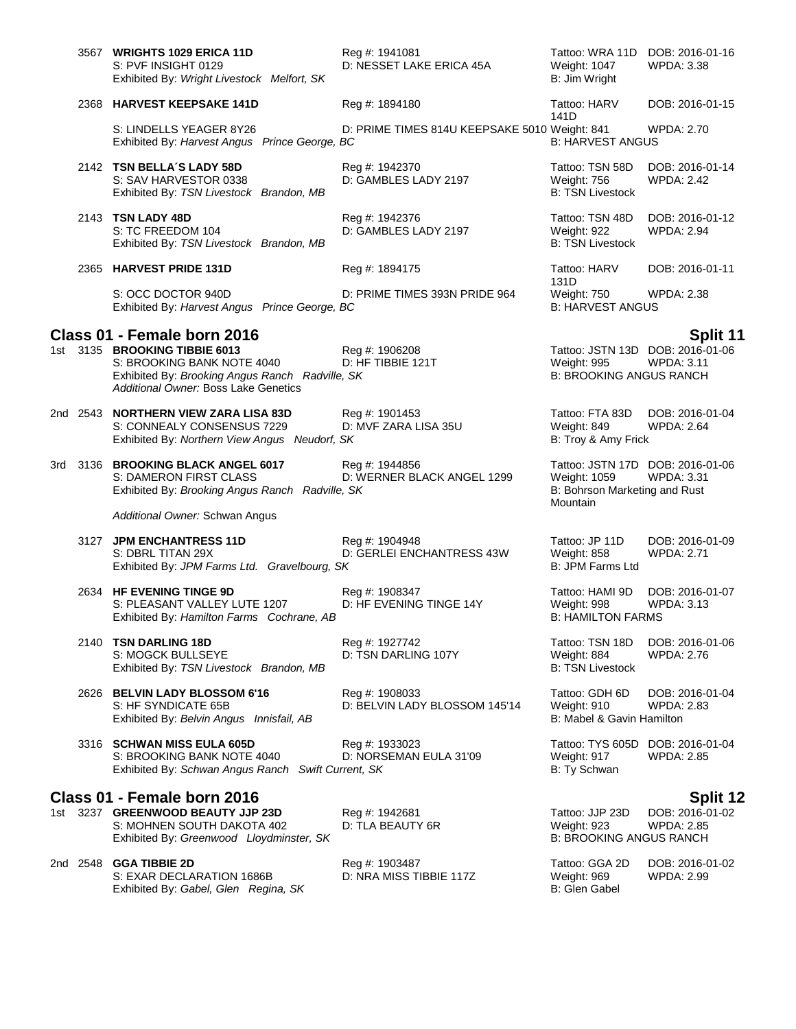3567 **WRIGHTS 1029 ERICA 11D** Reg #: 1941081 Tattoo: WRA 11D DOB: 2016-01-16
S: PVF INSIGHT 0129 D: NESSET LAKE ERICA 45A Weight: 1047 WPDA: 3.38
Exhibited By: *Wright Livestock Melfort, SK* B: Jim Wright

2368 **HARVEST KEEPSAKE 141D** Reg #: 1894180 Tattoo: HARV 141D DOB: 2016-01-15
S: LINDELLS YEAGER 8Y26 D: PRIME TIMES 814U KEEPSAKE 5010 Weight: 841 WPDA: 2.70
Exhibited By: *Harvest Angus Prince George, BC* B: HARVEST ANGUS

2142 **TSN BELLA´S LADY 58D** Reg #: 1942370 Tattoo: TSN 58D DOB: 2016-01-14
S: SAV HARVESTOR 0338 D: GAMBLES LADY 2197 Weight: 756 WPDA: 2.42
Exhibited By: *TSN Livestock Brandon, MB* B: TSN Livestock

2143 **TSN LADY 48D** Reg #: 1942376 Tattoo: TSN 48D DOB: 2016-01-12
S: TC FREEDOM 104 D: GAMBLES LADY 2197 Weight: 922 WPDA: 2.94
Exhibited By: *TSN Livestock Brandon, MB* B: TSN Livestock

2365 **HARVEST PRIDE 131D** Reg #: 1894175 Tattoo: HARV 131D DOB: 2016-01-11
S: OCC DOCTOR 940D D: PRIME TIMES 393N PRIDE 964 Weight: 750 WPDA: 2.38
Exhibited By: *Harvest Angus Prince George, BC* B: HARVEST ANGUS

## Class 01 - Female born 2016 — Split 11

1st 3135 **BROOKING TIBBIE 6013** Reg #: 1906208 Tattoo: JSTN 13D DOB: 2016-01-06
S: BROOKING BANK NOTE 4040 D: HF TIBBIE 121T Weight: 995 WPDA: 3.11
Exhibited By: *Brooking Angus Ranch Radville, SK* B: BROOKING ANGUS RANCH
*Additional Owner:* Boss Lake Genetics

2nd 2543 **NORTHERN VIEW ZARA LISA 83D** Reg #: 1901453 Tattoo: FTA 83D DOB: 2016-01-04
S: CONNEALY CONSENSUS 7229 D: MVF ZARA LISA 35U Weight: 849 WPDA: 2.64
Exhibited By: *Northern View Angus Neudorf, SK* B: Troy & Amy Frick

3rd 3136 **BROOKING BLACK ANGEL 6017** Reg #: 1944856 Tattoo: JSTN 17D DOB: 2016-01-06
S: DAMERON FIRST CLASS D: WERNER BLACK ANGEL 1299 Weight: 1059 WPDA: 3.31
Exhibited By: *Brooking Angus Ranch Radville, SK* B: Bohrson Marketing and Rust Mountain
*Additional Owner:* Schwan Angus

3127 **JPM ENCHANTRESS 11D** Reg #: 1904948 Tattoo: JP 11D DOB: 2016-01-09
S: DBRL TITAN 29X D: GERLEI ENCHANTRESS 43W Weight: 858 WPDA: 2.71
Exhibited By: *JPM Farms Ltd. Gravelbourg, SK* B: JPM Farms Ltd

2634 **HF EVENING TINGE 9D** Reg #: 1908347 Tattoo: HAMI 9D DOB: 2016-01-07
S: PLEASANT VALLEY LUTE 1207 D: HF EVENING TINGE 14Y Weight: 998 WPDA: 3.13
Exhibited By: *Hamilton Farms Cochrane, AB* B: HAMILTON FARMS

2140 **TSN DARLING 18D** Reg #: 1927742 Tattoo: TSN 18D DOB: 2016-01-06
S: MOGCK BULLSEYE D: TSN DARLING 107Y Weight: 884 WPDA: 2.76
Exhibited By: *TSN Livestock Brandon, MB* B: TSN Livestock

2626 **BELVIN LADY BLOSSOM 6'16** Reg #: 1908033 Tattoo: GDH 6D DOB: 2016-01-04
S: HF SYNDICATE 65B D: BELVIN LADY BLOSSOM 145'14 Weight: 910 WPDA: 2.83
Exhibited By: *Belvin Angus Innisfail, AB* B: Mabel & Gavin Hamilton

3316 **SCHWAN MISS EULA 605D** Reg #: 1933023 Tattoo: TYS 605D DOB: 2016-01-04
S: BROOKING BANK NOTE 4040 D: NORSEMAN EULA 31'09 Weight: 917 WPDA: 2.85
Exhibited By: *Schwan Angus Ranch Swift Current, SK* B: Ty Schwan

## Class 01 - Female born 2016 — Split 12

1st 3237 **GREENWOOD BEAUTY JJP 23D** Reg #: 1942681 Tattoo: JJP 23D DOB: 2016-01-02
S: MOHNEN SOUTH DAKOTA 402 D: TLA BEAUTY 6R Weight: 923 WPDA: 2.85
Exhibited By: *Greenwood Lloydminster, SK* B: BROOKING ANGUS RANCH

2nd 2548 **GGA TIBBIE 2D** Reg #: 1903487 Tattoo: GGA 2D DOB: 2016-01-02
S: EXAR DECLARATION 1686B D: NRA MISS TIBBIE 117Z Weight: 969 WPDA: 2.99
Exhibited By: *Gabel, Glen Regina, SK* B: Glen Gabel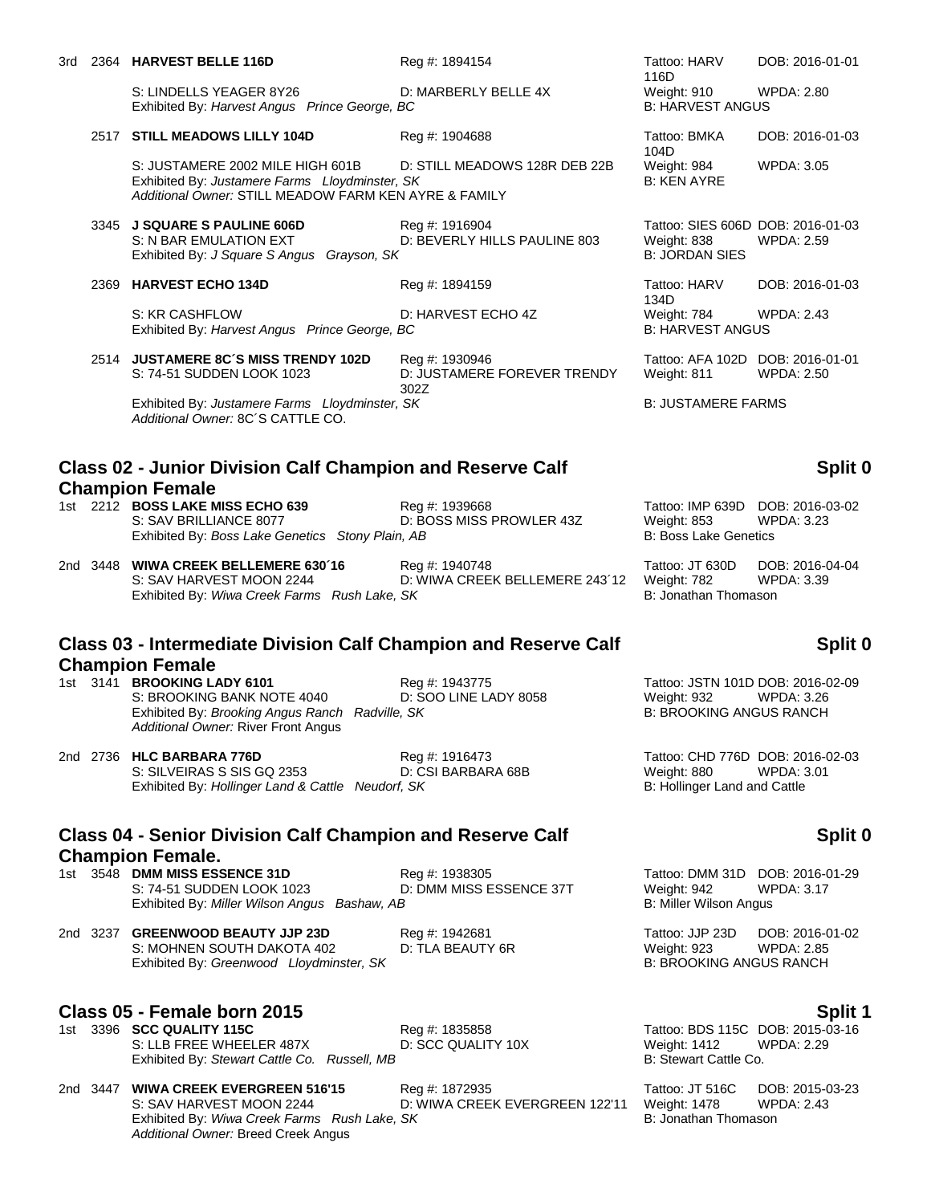3rd 2364 **HARVEST BELLE 116D** Reg #: 1894154 Tattoo: HARV 116D DOB: 2016-01-01
S: LINDELLS YEAGER 8Y26 D: MARBERLY BELLE 4X Weight: 910 WPDA: 2.80
Exhibited By: *Harvest Angus Prince George, BC* B: HARVEST ANGUS

2517 **STILL MEADOWS LILLY 104D** Reg #: 1904688 Tattoo: BMKA 104D DOB: 2016-01-03
S: JUSTAMERE 2002 MILE HIGH 601B D: STILL MEADOWS 128R DEB 22B Weight: 984 WPDA: 3.05
Exhibited By: *Justamere Farms Lloydminster, SK* B: KEN AYRE
*Additional Owner:* STILL MEADOW FARM KEN AYRE & FAMILY

3345 **J SQUARE S PAULINE 606D** Reg #: 1916904 Tattoo: SIES 606D DOB: 2016-01-03
S: N BAR EMULATION EXT D: BEVERLY HILLS PAULINE 803 Weight: 838 WPDA: 2.59
Exhibited By: *J Square S Angus Grayson, SK* B: JORDAN SIES

2369 **HARVEST ECHO 134D** Reg #: 1894159 Tattoo: HARV 134D DOB: 2016-01-03
S: KR CASHFLOW D: HARVEST ECHO 4Z Weight: 784 WPDA: 2.43
Exhibited By: *Harvest Angus Prince George, BC* B: HARVEST ANGUS

2514 **JUSTAMERE 8C´S MISS TRENDY 102D** Reg #: 1930946 Tattoo: AFA 102D DOB: 2016-01-01
S: 74-51 SUDDEN LOOK 1023 D: JUSTAMERE FOREVER TRENDY 302Z Weight: 811 WPDA: 2.50
Exhibited By: *Justamere Farms Lloydminster, SK* B: JUSTAMERE FARMS
*Additional Owner:* 8C´S CATTLE CO.

## Class 02 - Junior Division Calf Champion and Reserve Calf Champion Female — Split 0

1st 2212 **BOSS LAKE MISS ECHO 639** Reg #: 1939668 Tattoo: IMP 639D DOB: 2016-03-02
S: SAV BRILLIANCE 8077 D: BOSS MISS PROWLER 43Z Weight: 853 WPDA: 3.23
Exhibited By: *Boss Lake Genetics Stony Plain, AB* B: Boss Lake Genetics

2nd 3448 **WIWA CREEK BELLEMERE 630´16** Reg #: 1940748 Tattoo: JT 630D DOB: 2016-04-04
S: SAV HARVEST MOON 2244 D: WIWA CREEK BELLEMERE 243´12 Weight: 782 WPDA: 3.39
Exhibited By: *Wiwa Creek Farms Rush Lake, SK* B: Jonathan Thomason

## Class 03 - Intermediate Division Calf Champion and Reserve Calf Champion Female — Split 0

1st 3141 **BROOKING LADY 6101** Reg #: 1943775 Tattoo: JSTN 101D DOB: 2016-02-09
S: BROOKING BANK NOTE 4040 D: SOO LINE LADY 8058 Weight: 932 WPDA: 3.26
Exhibited By: *Brooking Angus Ranch Radville, SK* B: BROOKING ANGUS RANCH
*Additional Owner:* River Front Angus

2nd 2736 **HLC BARBARA 776D** Reg #: 1916473 Tattoo: CHD 776D DOB: 2016-02-03
S: SILVEIRAS S SIS GQ 2353 D: CSI BARBARA 68B Weight: 880 WPDA: 3.01
Exhibited By: *Hollinger Land & Cattle Neudorf, SK* B: Hollinger Land and Cattle

## Class 04 - Senior Division Calf Champion and Reserve Calf Champion Female. — Split 0

1st 3548 **DMM MISS ESSENCE 31D** Reg #: 1938305 Tattoo: DMM 31D DOB: 2016-01-29
S: 74-51 SUDDEN LOOK 1023 D: DMM MISS ESSENCE 37T Weight: 942 WPDA: 3.17
Exhibited By: *Miller Wilson Angus Bashaw, AB* B: Miller Wilson Angus

2nd 3237 **GREENWOOD BEAUTY JJP 23D** Reg #: 1942681 Tattoo: JJP 23D DOB: 2016-01-02
S: MOHNEN SOUTH DAKOTA 402 D: TLA BEAUTY 6R Weight: 923 WPDA: 2.85
Exhibited By: *Greenwood Lloydminster, SK* B: BROOKING ANGUS RANCH

## Class 05 - Female born 2015 — Split 1

1st 3396 **SCC QUALITY 115C** Reg #: 1835858 Tattoo: BDS 115C DOB: 2015-03-16
S: LLB FREE WHEELER 487X D: SCC QUALITY 10X Weight: 1412 WPDA: 2.29
Exhibited By: *Stewart Cattle Co. Russell, MB* B: Stewart Cattle Co.

2nd 3447 **WIWA CREEK EVERGREEN 516'15** Reg #: 1872935 Tattoo: JT 516C DOB: 2015-03-23
S: SAV HARVEST MOON 2244 D: WIWA CREEK EVERGREEN 122'11 Weight: 1478 WPDA: 2.43
Exhibited By: *Wiwa Creek Farms Rush Lake, SK* B: Jonathan Thomason
*Additional Owner:* Breed Creek Angus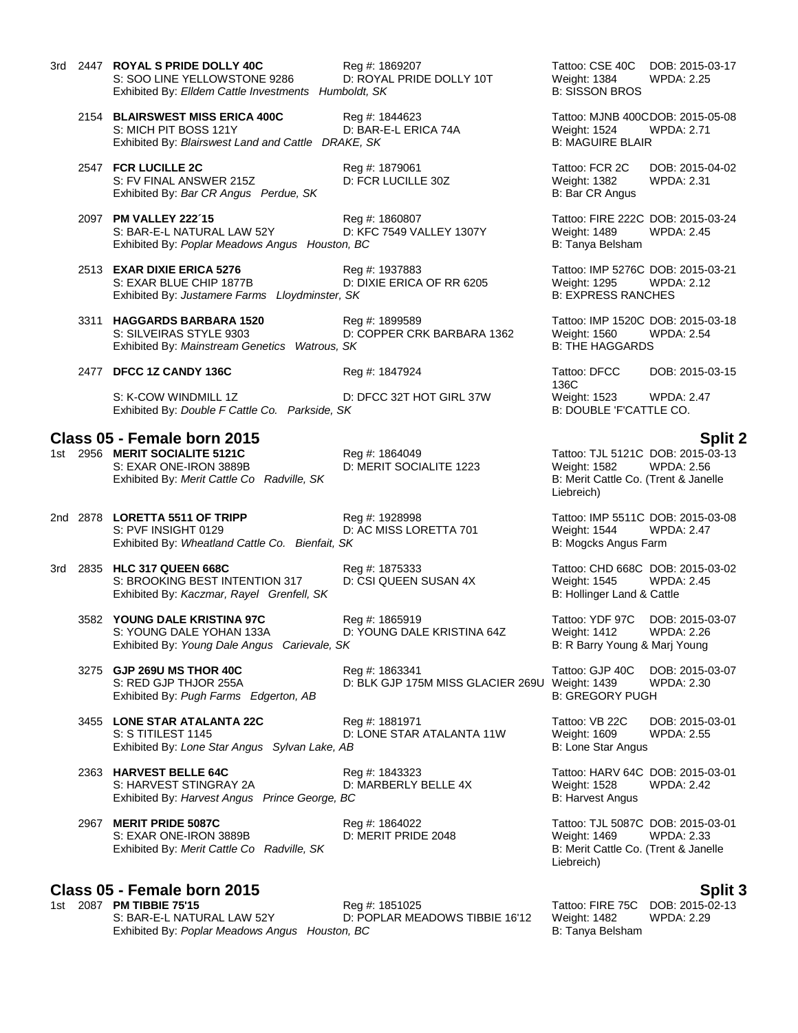3rd 2447 **ROYAL S PRIDE DOLLY 40C** Reg #: 1869207 Tattoo: CSE 40C DOB: 2015-03-17
S: SOO LINE YELLOWSTONE 9286 D: ROYAL PRIDE DOLLY 10T Weight: 1384 WPDA: 2.25
Exhibited By: *Elldem Cattle Investments Humboldt, SK* B: SISSON BROS

2154 **BLAIRSWEST MISS ERICA 400C** Reg #: 1844623 Tattoo: MJNB 400C DOB: 2015-05-08
S: MICH PIT BOSS 121Y D: BAR-E-L ERICA 74A Weight: 1524 WPDA: 2.71
Exhibited By: *Blairswest Land and Cattle DRAKE, SK* B: MAGUIRE BLAIR

2547 **FCR LUCILLE 2C** Reg #: 1879061 Tattoo: FCR 2C DOB: 2015-04-02
S: FV FINAL ANSWER 215Z D: FCR LUCILLE 30Z Weight: 1382 WPDA: 2.31
Exhibited By: *Bar CR Angus Perdue, SK* B: Bar CR Angus

2097 **PM VALLEY 222´15** Reg #: 1860807 Tattoo: FIRE 222C DOB: 2015-03-24
S: BAR-E-L NATURAL LAW 52Y D: KFC 7549 VALLEY 1307Y Weight: 1489 WPDA: 2.45
Exhibited By: *Poplar Meadows Angus Houston, BC* B: Tanya Belsham

2513 **EXAR DIXIE ERICA 5276** Reg #: 1937883 Tattoo: IMP 5276C DOB: 2015-03-21
S: EXAR BLUE CHIP 1877B D: DIXIE ERICA OF RR 6205 Weight: 1295 WPDA: 2.12
Exhibited By: *Justamere Farms Lloydminster, SK* B: EXPRESS RANCHES

3311 **HAGGARDS BARBARA 1520** Reg #: 1899589 Tattoo: IMP 1520C DOB: 2015-03-18
S: SILVEIRAS STYLE 9303 D: COPPER CRK BARBARA 1362 Weight: 1560 WPDA: 2.54
Exhibited By: *Mainstream Genetics Watrous, SK* B: THE HAGGARDS

2477 **DFCC 1Z CANDY 136C** Reg #: 1847924 Tattoo: DFCC 136C DOB: 2015-03-15
S: K-COW WINDMILL 1Z D: DFCC 32T HOT GIRL 37W Weight: 1523 WPDA: 2.47
Exhibited By: *Double F Cattle Co. Parkside, SK* B: DOUBLE 'F'CATTLE CO.

## Class 05 - Female born 2015 Split 2

1st 2956 **MERIT SOCIALITE 5121C** Reg #: 1864049 Tattoo: TJL 5121C DOB: 2015-03-13
S: EXAR ONE-IRON 3889B D: MERIT SOCIALITE 1223 Weight: 1582 WPDA: 2.56
Exhibited By: *Merit Cattle Co Radville, SK* B: Merit Cattle Co. (Trent & Janelle Liebreich)

2nd 2878 **LORETTA 5511 OF TRIPP** Reg #: 1928998 Tattoo: IMP 5511C DOB: 2015-03-08
S: PVF INSIGHT 0129 D: AC MISS LORETTA 701 Weight: 1544 WPDA: 2.47
Exhibited By: *Wheatland Cattle Co. Bienfait, SK* B: Mogcks Angus Farm

3rd 2835 **HLC 317 QUEEN 668C** Reg #: 1875333 Tattoo: CHD 668C DOB: 2015-03-02
S: BROOKING BEST INTENTION 317 D: CSI QUEEN SUSAN 4X Weight: 1545 WPDA: 2.45
Exhibited By: *Kaczmar, Rayel Grenfell, SK* B: Hollinger Land & Cattle

3582 **YOUNG DALE KRISTINA 97C** Reg #: 1865919 Tattoo: YDF 97C DOB: 2015-03-07
S: YOUNG DALE YOHAN 133A D: YOUNG DALE KRISTINA 64Z Weight: 1412 WPDA: 2.26
Exhibited By: *Young Dale Angus Carievale, SK* B: R Barry Young & Marj Young

3275 **GJP 269U MS THOR 40C** Reg #: 1863341 Tattoo: GJP 40C DOB: 2015-03-07
S: RED GJP THJOR 255A D: BLK GJP 175M MISS GLACIER 269U Weight: 1439 WPDA: 2.30
Exhibited By: *Pugh Farms Edgerton, AB* B: GREGORY PUGH

3455 **LONE STAR ATALANTA 22C** Reg #: 1881971 Tattoo: VB 22C DOB: 2015-03-01
S: S TITILEST 1145 D: LONE STAR ATALANTA 11W Weight: 1609 WPDA: 2.55
Exhibited By: *Lone Star Angus Sylvan Lake, AB* B: Lone Star Angus

2363 **HARVEST BELLE 64C** Reg #: 1843323 Tattoo: HARV 64C DOB: 2015-03-01
S: HARVEST STINGRAY 2A D: MARBERLY BELLE 4X Weight: 1528 WPDA: 2.42
Exhibited By: *Harvest Angus Prince George, BC* B: Harvest Angus

2967 **MERIT PRIDE 5087C** Reg #: 1864022 Tattoo: TJL 5087C DOB: 2015-03-01
S: EXAR ONE-IRON 3889B D: MERIT PRIDE 2048 Weight: 1469 WPDA: 2.33
Exhibited By: *Merit Cattle Co Radville, SK* B: Merit Cattle Co. (Trent & Janelle Liebreich)

## Class 05 - Female born 2015 Split 3

1st 2087 **PM TIBBIE 75'15** Reg #: 1851025 Tattoo: FIRE 75C DOB: 2015-02-13
S: BAR-E-L NATURAL LAW 52Y D: POPLAR MEADOWS TIBBIE 16'12 Weight: 1482 WPDA: 2.29
Exhibited By: *Poplar Meadows Angus Houston, BC* B: Tanya Belsham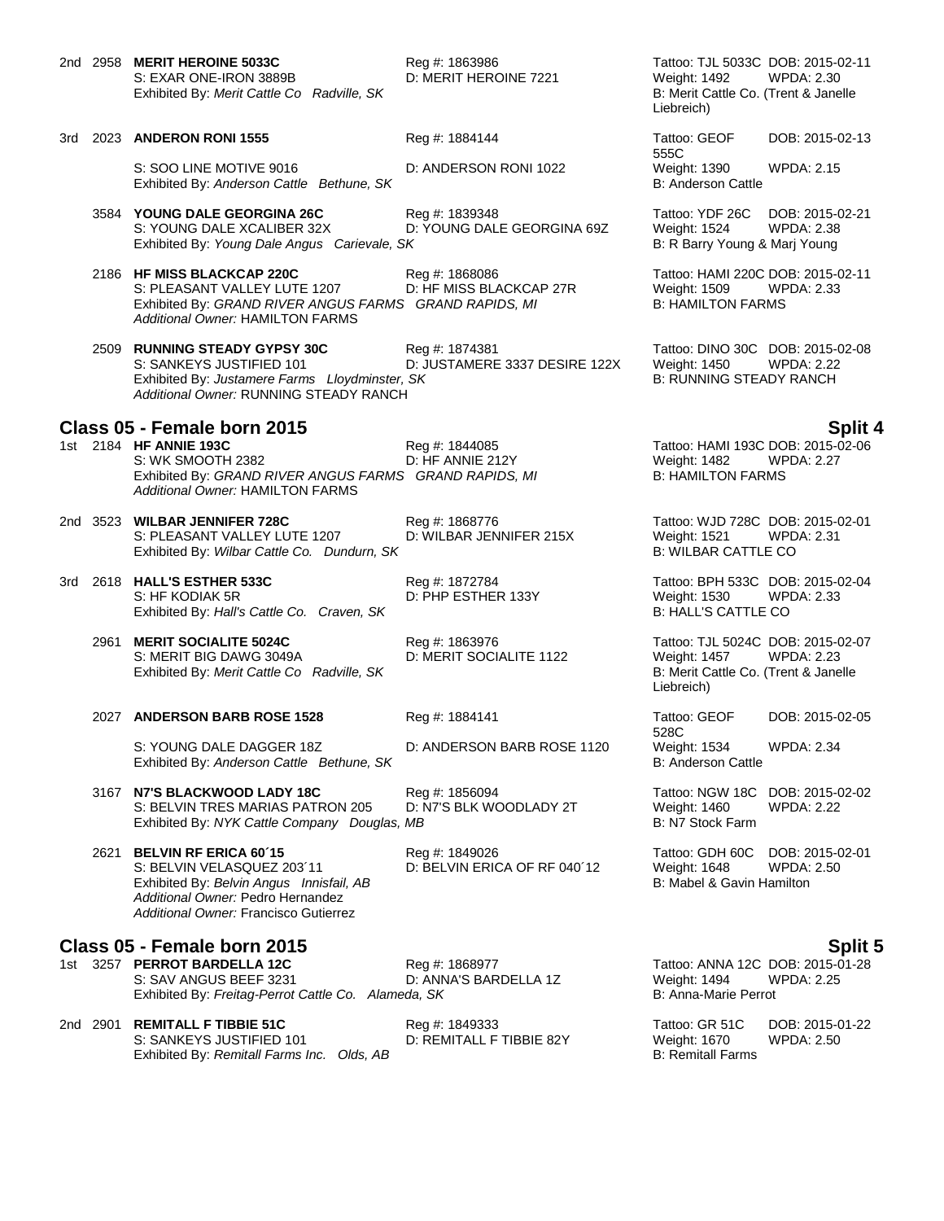2nd 2958 **MERIT HEROINE 5033C** Reg #: 1863986 Tattoo: TJL 5033C DOB: 2015-02-11
S: EXAR ONE-IRON 3889B D: MERIT HEROINE 7221 Weight: 1492 WPDA: 2.30
Exhibited By: *Merit Cattle Co Radville, SK* B: Merit Cattle Co. (Trent & Janelle Liebreich)

3rd 2023 **ANDERON RONI 1555** Reg #: 1884144 Tattoo: GEOF 555C DOB: 2015-02-13
S: SOO LINE MOTIVE 9016 D: ANDERSON RONI 1022 Weight: 1390 WPDA: 2.15
Exhibited By: *Anderson Cattle Bethune, SK* B: Anderson Cattle

3584 **YOUNG DALE GEORGINA 26C** Reg #: 1839348 Tattoo: YDF 26C DOB: 2015-02-21
S: YOUNG DALE XCALIBER 32X D: YOUNG DALE GEORGINA 69Z Weight: 1524 WPDA: 2.38
Exhibited By: *Young Dale Angus Carievale, SK* B: R Barry Young & Marj Young

2186 **HF MISS BLACKCAP 220C** Reg #: 1868086 Tattoo: HAMI 220C DOB: 2015-02-11
S: PLEASANT VALLEY LUTE 1207 D: HF MISS BLACKCAP 27R Weight: 1509 WPDA: 2.33
Exhibited By: *GRAND RIVER ANGUS FARMS GRAND RAPIDS, MI* B: HAMILTON FARMS
*Additional Owner:* HAMILTON FARMS

2509 **RUNNING STEADY GYPSY 30C** Reg #: 1874381 Tattoo: DINO 30C DOB: 2015-02-08
S: SANKEYS JUSTIFIED 101 D: JUSTAMERE 3337 DESIRE 122X Weight: 1450 WPDA: 2.22
Exhibited By: *Justamere Farms Lloydminster, SK* B: RUNNING STEADY RANCH
*Additional Owner:* RUNNING STEADY RANCH

## Class 05 - Female born 2015 — Split 4

1st 2184 **HF ANNIE 193C** Reg #: 1844085 Tattoo: HAMI 193C DOB: 2015-02-06
S: WK SMOOTH 2382 D: HF ANNIE 212Y Weight: 1482 WPDA: 2.27
Exhibited By: *GRAND RIVER ANGUS FARMS GRAND RAPIDS, MI* B: HAMILTON FARMS
*Additional Owner:* HAMILTON FARMS

2nd 3523 **WILBAR JENNIFER 728C** Reg #: 1868776 Tattoo: WJD 728C DOB: 2015-02-01
S: PLEASANT VALLEY LUTE 1207 D: WILBAR JENNIFER 215X Weight: 1521 WPDA: 2.31
Exhibited By: *Wilbar Cattle Co. Dundurn, SK* B: WILBAR CATTLE CO

3rd 2618 **HALL'S ESTHER 533C** Reg #: 1872784 Tattoo: BPH 533C DOB: 2015-02-04
S: HF KODIAK 5R D: PHP ESTHER 133Y Weight: 1530 WPDA: 2.33
Exhibited By: *Hall's Cattle Co. Craven, SK* B: HALL'S CATTLE CO

2961 **MERIT SOCIALITE 5024C** Reg #: 1863976 Tattoo: TJL 5024C DOB: 2015-02-07
S: MERIT BIG DAWG 3049A D: MERIT SOCIALITE 1122 Weight: 1457 WPDA: 2.23
Exhibited By: *Merit Cattle Co Radville, SK* B: Merit Cattle Co. (Trent & Janelle Liebreich)

2027 **ANDERSON BARB ROSE 1528** Reg #: 1884141 Tattoo: GEOF 528C DOB: 2015-02-05
S: YOUNG DALE DAGGER 18Z D: ANDERSON BARB ROSE 1120 Weight: 1534 WPDA: 2.34
Exhibited By: *Anderson Cattle Bethune, SK* B: Anderson Cattle

3167 **N7'S BLACKWOOD LADY 18C** Reg #: 1856094 Tattoo: NGW 18C DOB: 2015-02-02
S: BELVIN TRES MARIAS PATRON 205 D: N7'S BLK WOODLADY 2T Weight: 1460 WPDA: 2.22
Exhibited By: *NYK Cattle Company Douglas, MB* B: N7 Stock Farm

2621 **BELVIN RF ERICA 60´15** Reg #: 1849026 Tattoo: GDH 60C DOB: 2015-02-01
S: BELVIN VELASQUEZ 203´11 D: BELVIN ERICA OF RF 040´12 Weight: 1648 WPDA: 2.50
Exhibited By: *Belvin Angus Innisfail, AB* B: Mabel & Gavin Hamilton
*Additional Owner:* Pedro Hernandez
*Additional Owner:* Francisco Gutierrez

## Class 05 - Female born 2015 — Split 5

1st 3257 **PERROT BARDELLA 12C** Reg #: 1868977 Tattoo: ANNA 12C DOB: 2015-01-28
S: SAV ANGUS BEEF 3231 D: ANNA'S BARDELLA 1Z Weight: 1494 WPDA: 2.25
Exhibited By: *Freitag-Perrot Cattle Co. Alameda, SK* B: Anna-Marie Perrot

2nd 2901 **REMITALL F TIBBIE 51C** Reg #: 1849333 Tattoo: GR 51C DOB: 2015-01-22
S: SANKEYS JUSTIFIED 101 D: REMITALL F TIBBIE 82Y Weight: 1670 WPDA: 2.50
Exhibited By: *Remitall Farms Inc. Olds, AB* B: Remitall Farms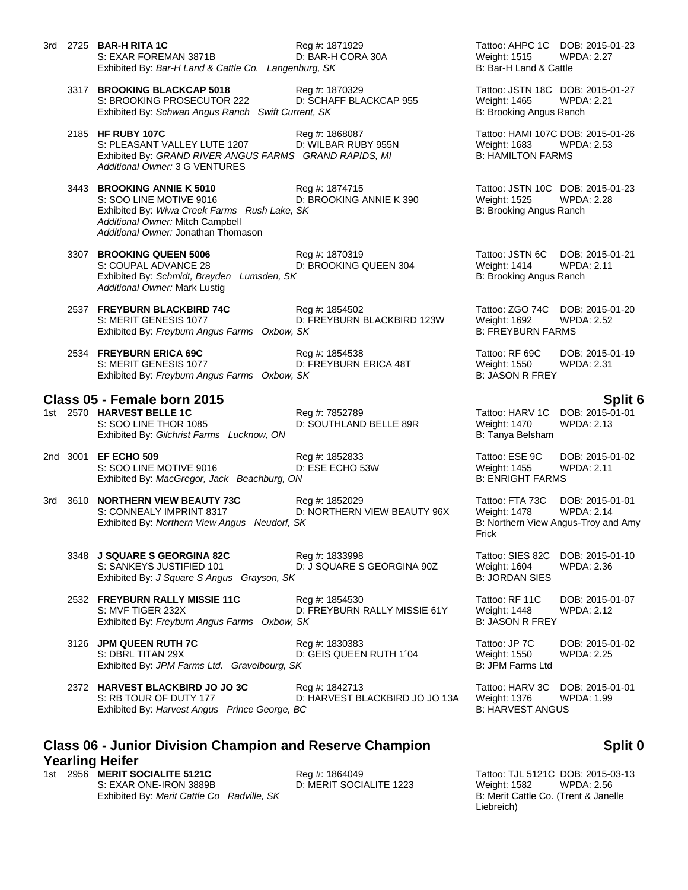3rd 2725 **BAR-H RITA 1C** Reg #: 1871929 Tattoo: AHPC 1C DOB: 2015-01-23
S: EXAR FOREMAN 3871B D: BAR-H CORA 30A Weight: 1515 WPDA: 2.27
Exhibited By: *Bar-H Land & Cattle Co. Langenburg, SK* B: Bar-H Land & Cattle

3317 **BROOKING BLACKCAP 5018** Reg #: 1870329 Tattoo: JSTN 18C DOB: 2015-01-27
S: BROOKING PROSECUTOR 222 D: SCHAFF BLACKCAP 955 Weight: 1465 WPDA: 2.21
Exhibited By: *Schwan Angus Ranch Swift Current, SK* B: Brooking Angus Ranch

2185 **HF RUBY 107C** Reg #: 1868087 Tattoo: HAMI 107C DOB: 2015-01-26
S: PLEASANT VALLEY LUTE 1207 D: WILBAR RUBY 955N Weight: 1683 WPDA: 2.53
Exhibited By: *GRAND RIVER ANGUS FARMS GRAND RAPIDS, MI* B: HAMILTON FARMS
*Additional Owner:* 3 G VENTURES

3443 **BROOKING ANNIE K 5010** Reg #: 1874715 Tattoo: JSTN 10C DOB: 2015-01-23
S: SOO LINE MOTIVE 9016 D: BROOKING ANNIE K 390 Weight: 1525 WPDA: 2.28
Exhibited By: *Wiwa Creek Farms Rush Lake, SK* B: Brooking Angus Ranch
*Additional Owner:* Mitch Campbell
*Additional Owner:* Jonathan Thomason

3307 **BROOKING QUEEN 5006** Reg #: 1870319 Tattoo: JSTN 6C DOB: 2015-01-21
S: COUPAL ADVANCE 28 D: BROOKING QUEEN 304 Weight: 1414 WPDA: 2.11
Exhibited By: *Schmidt, Brayden Lumsden, SK* B: Brooking Angus Ranch
*Additional Owner:* Mark Lustig

2537 **FREYBURN BLACKBIRD 74C** Reg #: 1854502 Tattoo: ZGO 74C DOB: 2015-01-20
S: MERIT GENESIS 1077 D: FREYBURN BLACKBIRD 123W Weight: 1692 WPDA: 2.52
Exhibited By: *Freyburn Angus Farms Oxbow, SK* B: FREYBURN FARMS

2534 **FREYBURN ERICA 69C** Reg #: 1854538 Tattoo: RF 69C DOB: 2015-01-19
S: MERIT GENESIS 1077 D: FREYBURN ERICA 48T Weight: 1550 WPDA: 2.31
Exhibited By: *Freyburn Angus Farms Oxbow, SK* B: JASON R FREY

## Class 05 - Female born 2015 — Split 6

1st 2570 **HARVEST BELLE 1C** Reg #: 7852789 Tattoo: HARV 1C DOB: 2015-01-01
S: SOO LINE THOR 1085 D: SOUTHLAND BELLE 89R Weight: 1470 WPDA: 2.13
Exhibited By: *Gilchrist Farms Lucknow, ON* B: Tanya Belsham

2nd 3001 **EF ECHO 509** Reg #: 1852833 Tattoo: ESE 9C DOB: 2015-01-02
S: SOO LINE MOTIVE 9016 D: ESE ECHO 53W Weight: 1455 WPDA: 2.11
Exhibited By: *MacGregor, Jack Beachburg, ON* B: ENRIGHT FARMS

3rd 3610 **NORTHERN VIEW BEAUTY 73C** Reg #: 1852029 Tattoo: FTA 73C DOB: 2015-01-01
S: CONNEALY IMPRINT 8317 D: NORTHERN VIEW BEAUTY 96X Weight: 1478 WPDA: 2.14
Exhibited By: *Northern View Angus Neudorf, SK* B: Northern View Angus-Troy and Amy Frick

3348 **J SQUARE S GEORGINA 82C** Reg #: 1833998 Tattoo: SIES 82C DOB: 2015-01-10
S: SANKEYS JUSTIFIED 101 D: J SQUARE S GEORGINA 90Z Weight: 1604 WPDA: 2.36
Exhibited By: *J Square S Angus Grayson, SK* B: JORDAN SIES

2532 **FREYBURN RALLY MISSIE 11C** Reg #: 1854530 Tattoo: RF 11C DOB: 2015-01-07
S: MVF TIGER 232X D: FREYBURN RALLY MISSIE 61Y Weight: 1448 WPDA: 2.12
Exhibited By: *Freyburn Angus Farms Oxbow, SK* B: JASON R FREY

3126 **JPM QUEEN RUTH 7C** Reg #: 1830383 Tattoo: JP 7C DOB: 2015-01-02
S: DBRL TITAN 29X D: GEIS QUEEN RUTH 1´04 Weight: 1550 WPDA: 2.25
Exhibited By: *JPM Farms Ltd. Gravelbourg, SK* B: JPM Farms Ltd

2372 **HARVEST BLACKBIRD JO JO 3C** Reg #: 1842713 Tattoo: HARV 3C DOB: 2015-01-01
S: RB TOUR OF DUTY 177 D: HARVEST BLACKBIRD JO JO 13A Weight: 1376 WPDA: 1.99
Exhibited By: *Harvest Angus Prince George, BC* B: HARVEST ANGUS

## Class 06 - Junior Division Champion and Reserve Champion Yearling Heifer — Split 0

1st 2956 **MERIT SOCIALITE 5121C** Reg #: 1864049 Tattoo: TJL 5121C DOB: 2015-03-13
S: EXAR ONE-IRON 3889B D: MERIT SOCIALITE 1223 Weight: 1582 WPDA: 2.56
Exhibited By: *Merit Cattle Co Radville, SK* B: Merit Cattle Co. (Trent & Janelle Liebreich)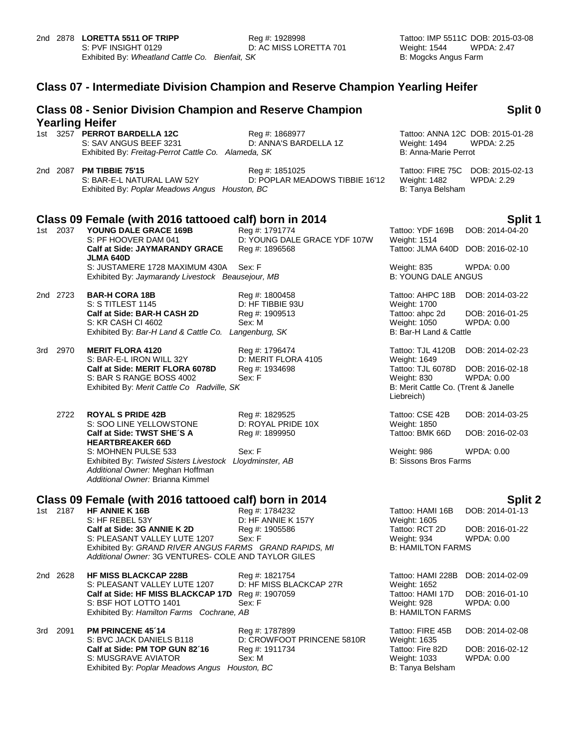2nd 2878 **LORETTA 5511 OF TRIPP** Reg #: 1928998 Tattoo: IMP 5511C DOB: 2015-03-08
S: PVF INSIGHT 0129 D: AC MISS LORETTA 701 Weight: 1544 WPDA: 2.47
Exhibited By: *Wheatland Cattle Co. Bienfait, SK* B: Mogcks Angus Farm

## Class 07 - Intermediate Division Champion and Reserve Champion Yearling Heifer

## Class 08 - Senior Division Champion and Reserve Champion Yearling Heifer — Split 0

1st 3257 **PERROT BARDELLA 12C** Reg #: 1868977 Tattoo: ANNA 12C DOB: 2015-01-28
S: SAV ANGUS BEEF 3231 D: ANNA'S BARDELLA 1Z Weight: 1494 WPDA: 2.25
Exhibited By: *Freitag-Perrot Cattle Co. Alameda, SK* B: Anna-Marie Perrot

2nd 2087 **PM TIBBIE 75'15** Reg #: 1851025 Tattoo: FIRE 75C DOB: 2015-02-13
S: BAR-E-L NATURAL LAW 52Y D: POPLAR MEADOWS TIBBIE 16'12 Weight: 1482 WPDA: 2.29
Exhibited By: *Poplar Meadows Angus Houston, BC* B: Tanya Belsham

## Class 09 Female (with 2016 tattooed calf) born in 2014 — Split 1

1st 2037 **YOUNG DALE GRACE 169B** Reg #: 1791774 Tattoo: YDF 169B DOB: 2014-04-20
S: PF HOOVER DAM 041 D: YOUNG DALE GRACE YDF 107W Weight: 1514
**Calf at Side: JAYMARANDY GRACE JLMA 640D** Reg #: 1896568 Tattoo: JLMA 640D DOB: 2016-02-10
S: JUSTAMERE 1728 MAXIMUM 430A Sex: F Weight: 835 WPDA: 0.00
Exhibited By: *Jaymarandy Livestock Beausejour, MB* B: YOUNG DALE ANGUS

2nd 2723 **BAR-H CORA 18B** Reg #: 1800458 Tattoo: AHPC 18B DOB: 2014-03-22
S: S TITLEST 1145 D: HF TIBBIE 93U Weight: 1700
**Calf at Side: BAR-H CASH 2D** Reg #: 1909513 Tattoo: ahpc 2d DOB: 2016-01-25
S: KR CASH CI 4602 Sex: M Weight: 1050 WPDA: 0.00
Exhibited By: *Bar-H Land & Cattle Co. Langenburg, SK* B: Bar-H Land & Cattle

3rd 2970 **MERIT FLORA 4120** Reg #: 1796474 Tattoo: TJL 4120B DOB: 2014-02-23
S: BAR-E-L IRON WILL 32Y D: MERIT FLORA 4105 Weight: 1649
**Calf at Side: MERIT FLORA 6078D** Reg #: 1934698 Tattoo: TJL 6078D DOB: 2016-02-18
S: BAR S RANGE BOSS 4002 Sex: F Weight: 830 WPDA: 0.00
Exhibited By: *Merit Cattle Co Radville, SK* B: Merit Cattle Co. (Trent & Janelle Liebreich)

2722 **ROYAL S PRIDE 42B** Reg #: 1829525 Tattoo: CSE 42B DOB: 2014-03-25
S: SOO LINE YELLOWSTONE D: ROYAL PRIDE 10X Weight: 1850
**Calf at Side: TWST SHE´S A HEARTBREAKER 66D** Reg #: 1899950 Tattoo: BMK 66D DOB: 2016-02-03
S: MOHNEN PULSE 533 Sex: F Weight: 986 WPDA: 0.00
Exhibited By: *Twisted Sisters Livestock Lloydminster, AB* B: Sissons Bros Farms
*Additional Owner:* Meghan Hoffman
*Additional Owner:* Brianna Kimmel

## Class 09 Female (with 2016 tattooed calf) born in 2014 — Split 2

1st 2187 **HF ANNIE K 16B** Reg #: 1784232 Tattoo: HAMI 16B DOB: 2014-01-13
S: HF REBEL 53Y D: HF ANNIE K 157Y Weight: 1605
**Calf at Side: 3G ANNIE K 2D** Reg #: 1905586 Tattoo: RCT 2D DOB: 2016-01-22
S: PLEASANT VALLEY LUTE 1207 Sex: F Weight: 934 WPDA: 0.00
Exhibited By: *GRAND RIVER ANGUS FARMS GRAND RAPIDS, MI* B: HAMILTON FARMS
*Additional Owner:* 3G VENTURES- COLE AND TAYLOR GILES

2nd 2628 **HF MISS BLACKCAP 228B** Reg #: 1821754 Tattoo: HAMI 228B DOB: 2014-02-09
S: PLEASANT VALLEY LUTE 1207 D: HF MISS BLACKCAP 27R Weight: 1652
**Calf at Side: HF MISS BLACKCAP 17D** Reg #: 1907059 Tattoo: HAMI 17D DOB: 2016-01-10
S: BSF HOT LOTTO 1401 Sex: F Weight: 928 WPDA: 0.00
Exhibited By: *Hamilton Farms Cochrane, AB* B: HAMILTON FARMS

3rd 2091 **PM PRINCENE 45´14** Reg #: 1787899 Tattoo: FIRE 45B DOB: 2014-02-08
S: BVC JACK DANIELS B118 D: CROWFOOT PRINCENE 5810R Weight: 1635
**Calf at Side: PM TOP GUN 82´16** Reg #: 1911734 Tattoo: Fire 82D DOB: 2016-02-12
S: MUSGRAVE AVIATOR Sex: M Weight: 1033 WPDA: 0.00
Exhibited By: *Poplar Meadows Angus Houston, BC* B: Tanya Belsham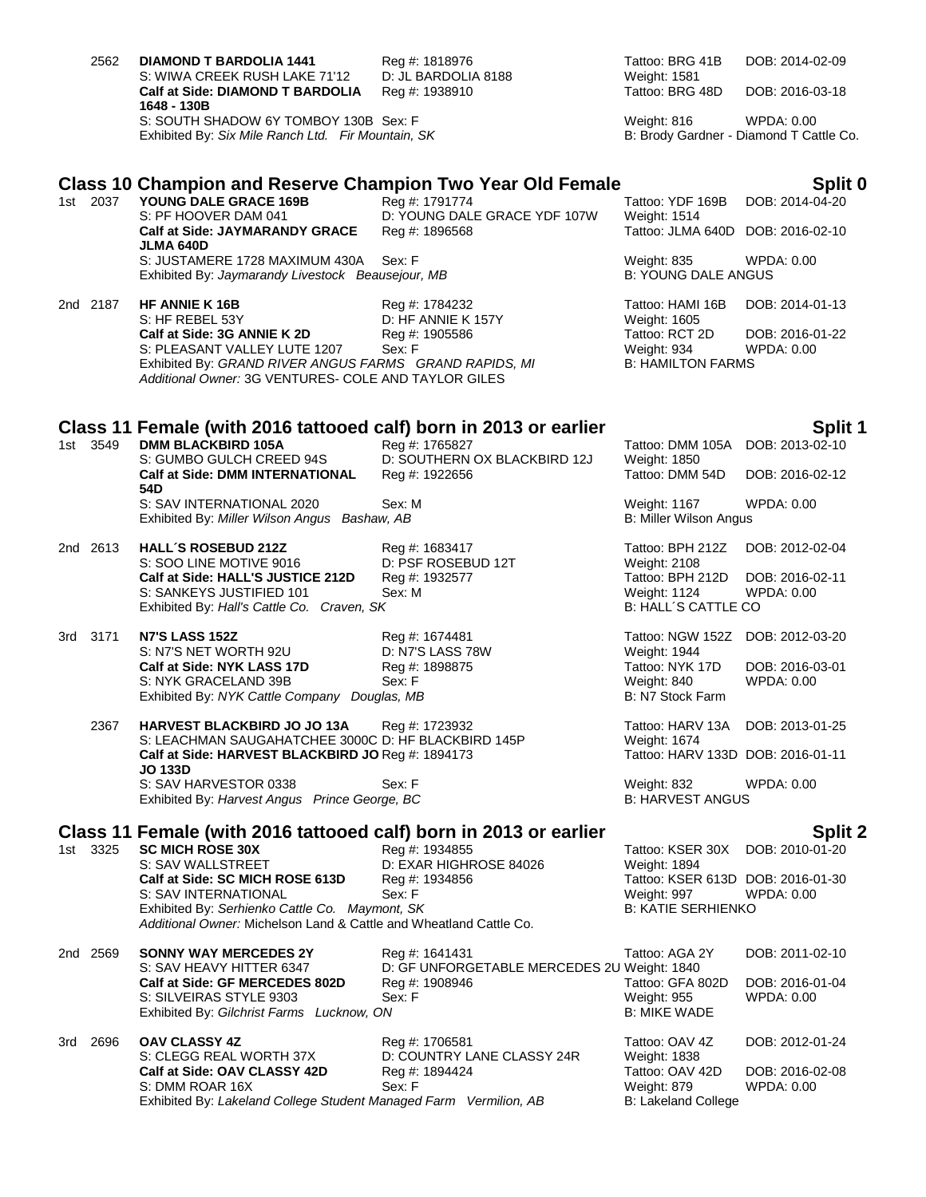2562 **DIAMOND T BARDOLIA 1441** Reg #: 1818976 Tattoo: BRG 41B DOB: 2014-02-09
S: WIWA CREEK RUSH LAKE 71'12 D: JL BARDOLIA 8188 Weight: 1581
**Calf at Side: DIAMOND T BARDOLIA 1648 - 130B** Reg #: 1938910 Tattoo: BRG 48D DOB: 2016-03-18
S: SOUTH SHADOW 6Y TOMBOY 130B Sex: F Weight: 816 WPDA: 0.00
Exhibited By: *Six Mile Ranch Ltd. Fir Mountain, SK* B: Brody Gardner - Diamond T Cattle Co.

## Class 10 Champion and Reserve Champion Two Year Old Female — Split 0

1st 2037 **YOUNG DALE GRACE 169B** Reg #: 1791774 Tattoo: YDF 169B DOB: 2014-04-20
S: PF HOOVER DAM 041 D: YOUNG DALE GRACE YDF 107W Weight: 1514
**Calf at Side: JAYMARANDY GRACE JLMA 640D** Reg #: 1896568 Tattoo: JLMA 640D DOB: 2016-02-10
S: JUSTAMERE 1728 MAXIMUM 430A Sex: F Weight: 835 WPDA: 0.00
Exhibited By: *Jaymarandy Livestock Beausejour, MB* B: YOUNG DALE ANGUS

2nd 2187 **HF ANNIE K 16B** Reg #: 1784232 Tattoo: HAMI 16B DOB: 2014-01-13
S: HF REBEL 53Y D: HF ANNIE K 157Y Weight: 1605
**Calf at Side: 3G ANNIE K 2D** Reg #: 1905586 Tattoo: RCT 2D DOB: 2016-01-22
S: PLEASANT VALLEY LUTE 1207 Sex: F Weight: 934 WPDA: 0.00
Exhibited By: *GRAND RIVER ANGUS FARMS GRAND RAPIDS, MI* B: HAMILTON FARMS
*Additional Owner:* 3G VENTURES- COLE AND TAYLOR GILES

## Class 11 Female (with 2016 tattooed calf) born in 2013 or earlier — Split 1

1st 3549 **DMM BLACKBIRD 105A** Reg #: 1765827 Tattoo: DMM 105A DOB: 2013-02-10
S: GUMBO GULCH CREED 94S D: SOUTHERN OX BLACKBIRD 12J Weight: 1850
**Calf at Side: DMM INTERNATIONAL 54D** Reg #: 1922656 Tattoo: DMM 54D DOB: 2016-02-12
S: SAV INTERNATIONAL 2020 Sex: M Weight: 1167 WPDA: 0.00
Exhibited By: *Miller Wilson Angus Bashaw, AB* B: Miller Wilson Angus

2nd 2613 **HALL´S ROSEBUD 212Z** Reg #: 1683417 Tattoo: BPH 212Z DOB: 2012-02-04
S: SOO LINE MOTIVE 9016 D: PSF ROSEBUD 12T Weight: 2108
**Calf at Side: HALL'S JUSTICE 212D** Reg #: 1932577 Tattoo: BPH 212D DOB: 2016-02-11
S: SANKEYS JUSTIFIED 101 Sex: M Weight: 1124 WPDA: 0.00
Exhibited By: *Hall's Cattle Co. Craven, SK* B: HALL´S CATTLE CO

3rd 3171 **N7'S LASS 152Z** Reg #: 1674481 Tattoo: NGW 152Z DOB: 2012-03-20
S: N7'S NET WORTH 92U D: N7'S LASS 78W Weight: 1944
**Calf at Side: NYK LASS 17D** Reg #: 1898875 Tattoo: NYK 17D DOB: 2016-03-01
S: NYK GRACELAND 39B Sex: F Weight: 840 WPDA: 0.00
Exhibited By: *NYK Cattle Company Douglas, MB* B: N7 Stock Farm

2367 **HARVEST BLACKBIRD JO JO 13A** Reg #: 1723932 Tattoo: HARV 13A DOB: 2013-01-25
S: LEACHMAN SAUGAHATCHEE 3000C D: HF BLACKBIRD 145P Weight: 1674
**Calf at Side: HARVEST BLACKBIRD JO JO 133D** Reg #: 1894173 Tattoo: HARV 133D DOB: 2016-01-11
S: SAV HARVESTOR 0338 Sex: F Weight: 832 WPDA: 0.00
Exhibited By: *Harvest Angus Prince George, BC* B: HARVEST ANGUS

## Class 11 Female (with 2016 tattooed calf) born in 2013 or earlier — Split 2

1st 3325 **SC MICH ROSE 30X** Reg #: 1934855 Tattoo: KSER 30X DOB: 2010-01-20
S: SAV WALLSTREET D: EXAR HIGHROSE 84026 Weight: 1894
**Calf at Side: SC MICH ROSE 613D** Reg #: 1934856 Tattoo: KSER 613D DOB: 2016-01-30
S: SAV INTERNATIONAL Sex: F Weight: 997 WPDA: 0.00
Exhibited By: *Serhienko Cattle Co. Maymont, SK* B: KATIE SERHIENKO
*Additional Owner:* Michelson Land & Cattle and Wheatland Cattle Co.

2nd 2569 **SONNY WAY MERCEDES 2Y** Reg #: 1641431 Tattoo: AGA 2Y DOB: 2011-02-10
S: SAV HEAVY HITTER 6347 D: GF UNFORGETABLE MERCEDES 2U Weight: 1840
**Calf at Side: GF MERCEDES 802D** Reg #: 1908946 Tattoo: GFA 802D DOB: 2016-01-04
S: SILVEIRAS STYLE 9303 Sex: F Weight: 955 WPDA: 0.00
Exhibited By: *Gilchrist Farms Lucknow, ON* B: MIKE WADE

3rd 2696 **OAV CLASSY 4Z** Reg #: 1706581 Tattoo: OAV 4Z DOB: 2012-01-24
S: CLEGG REAL WORTH 37X D: COUNTRY LANE CLASSY 24R Weight: 1838
**Calf at Side: OAV CLASSY 42D** Reg #: 1894424 Tattoo: OAV 42D DOB: 2016-02-08
S: DMM ROAR 16X Sex: F Weight: 879 WPDA: 0.00
Exhibited By: *Lakeland College Student Managed Farm Vermilion, AB* B: Lakeland College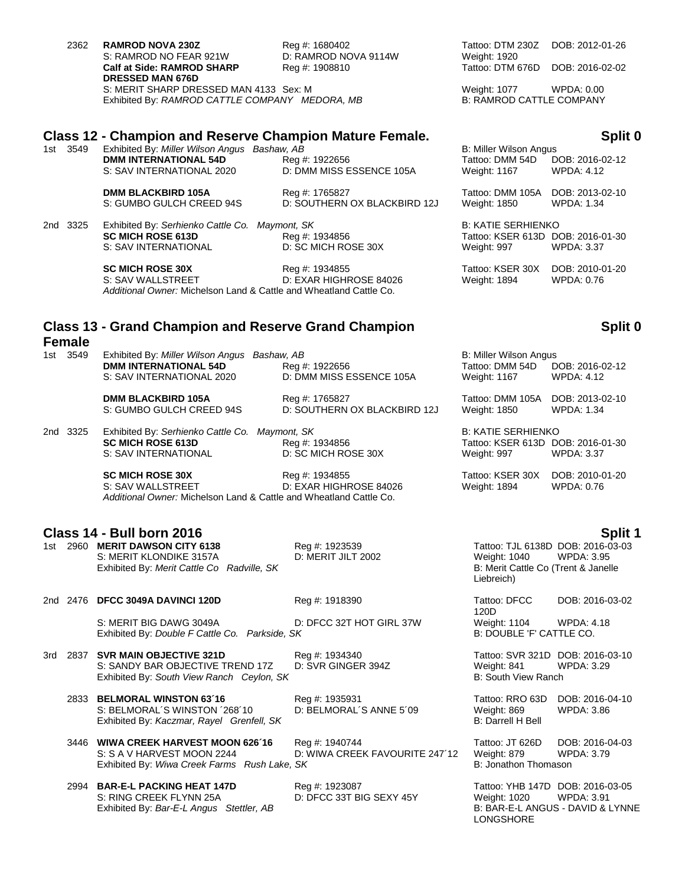2362 **RAMROD NOVA 230Z** Reg #: 1680402 Tattoo: DTM 230Z DOB: 2012-01-26
S: RAMROD NO FEAR 921W D: RAMROD NOVA 9114W Weight: 1920
**Calf at Side: RAMROD SHARP DRESSED MAN 676D** Reg #: 1908810 Tattoo: DTM 676D DOB: 2016-02-02
S: MERIT SHARP DRESSED MAN 4133 Sex: M Weight: 1077 WPDA: 0.00
Exhibited By: *RAMROD CATTLE COMPANY MEDORA, MB* B: RAMROD CATTLE COMPANY

## Class 12 - Champion and Reserve Champion Mature Female. Split 0

1st 3549 Exhibited By: *Miller Wilson Angus Bashaw, AB* B: Miller Wilson Angus
**DMM INTERNATIONAL 54D** Reg #: 1922656 Tattoo: DMM 54D DOB: 2016-02-12
S: SAV INTERNATIONAL 2020 D: DMM MISS ESSENCE 105A Weight: 1167 WPDA: 4.12

**DMM BLACKBIRD 105A** Reg #: 1765827 Tattoo: DMM 105A DOB: 2013-02-10
S: GUMBO GULCH CREED 94S D: SOUTHERN OX BLACKBIRD 12J Weight: 1850 WPDA: 1.34

2nd 3325 Exhibited By: *Serhienko Cattle Co. Maymont, SK* B: KATIE SERHIENKO
**SC MICH ROSE 613D** Reg #: 1934856 Tattoo: KSER 613D DOB: 2016-01-30
S: SAV INTERNATIONAL D: SC MICH ROSE 30X Weight: 997 WPDA: 3.37

**SC MICH ROSE 30X** Reg #: 1934855 Tattoo: KSER 30X DOB: 2010-01-20
S: SAV WALLSTREET D: EXAR HIGHROSE 84026 Weight: 1894 WPDA: 0.76
*Additional Owner:* Michelson Land & Cattle and Wheatland Cattle Co.

## Class 13 - Grand Champion and Reserve Grand Champion Female Split 0

1st 3549 Exhibited By: *Miller Wilson Angus Bashaw, AB* B: Miller Wilson Angus
**DMM INTERNATIONAL 54D** Reg #: 1922656 Tattoo: DMM 54D DOB: 2016-02-12
S: SAV INTERNATIONAL 2020 D: DMM MISS ESSENCE 105A Weight: 1167 WPDA: 4.12

**DMM BLACKBIRD 105A** Reg #: 1765827 Tattoo: DMM 105A DOB: 2013-02-10
S: GUMBO GULCH CREED 94S D: SOUTHERN OX BLACKBIRD 12J Weight: 1850 WPDA: 1.34

2nd 3325 Exhibited By: *Serhienko Cattle Co. Maymont, SK* B: KATIE SERHIENKO
**SC MICH ROSE 613D** Reg #: 1934856 Tattoo: KSER 613D DOB: 2016-01-30
S: SAV INTERNATIONAL D: SC MICH ROSE 30X Weight: 997 WPDA: 3.37

**SC MICH ROSE 30X** Reg #: 1934855 Tattoo: KSER 30X DOB: 2010-01-20
S: SAV WALLSTREET D: EXAR HIGHROSE 84026 Weight: 1894 WPDA: 0.76
*Additional Owner:* Michelson Land & Cattle and Wheatland Cattle Co.

## Class 14 - Bull born 2016 Split 1

1st 2960 **MERIT DAWSON CITY 6138** Reg #: 1923539 Tattoo: TJL 6138D DOB: 2016-03-03
S: MERIT KLONDIKE 3157A D: MERIT JILT 2002 Weight: 1040 WPDA: 3.95
Exhibited By: *Merit Cattle Co Radville, SK* B: Merit Cattle Co (Trent & Janelle Liebreich)

2nd 2476 **DFCC 3049A DAVINCI 120D** Reg #: 1918390 Tattoo: DFCC 120D DOB: 2016-03-02
S: MERIT BIG DAWG 3049A D: DFCC 32T HOT GIRL 37W Weight: 1104 WPDA: 4.18
Exhibited By: *Double F Cattle Co. Parkside, SK* B: DOUBLE 'F' CATTLE CO.

3rd 2837 **SVR MAIN OBJECTIVE 321D** Reg #: 1934340 Tattoo: SVR 321D DOB: 2016-03-10
S: SANDY BAR OBJECTIVE TREND 17Z D: SVR GINGER 394Z Weight: 841 WPDA: 3.29
Exhibited By: *South View Ranch Ceylon, SK* B: South View Ranch

2833 **BELMORAL WINSTON 63´16** Reg #: 1935931 Tattoo: RRO 63D DOB: 2016-04-10
S: BELMORAL´S WINSTON ´268´10 D: BELMORAL´S ANNE 5´09 Weight: 869 WPDA: 3.86
Exhibited By: *Kaczmar, Rayel Grenfell, SK* B: Darrell H Bell

3446 **WIWA CREEK HARVEST MOON 626´16** Reg #: 1940744 Tattoo: JT 626D DOB: 2016-04-03
S: S A V HARVEST MOON 2244 D: WIWA CREEK FAVOURITE 247´12 Weight: 879 WPDA: 3.79
Exhibited By: *Wiwa Creek Farms Rush Lake, SK* B: Jonathon Thomason

2994 **BAR-E-L PACKING HEAT 147D** Reg #: 1923087 Tattoo: YHB 147D DOB: 2016-03-05
S: RING CREEK FLYNN 25A D: DFCC 33T BIG SEXY 45Y Weight: 1020 WPDA: 3.91
Exhibited By: *Bar-E-L Angus Stettler, AB* B: BAR-E-L ANGUS - DAVID & LYNNE LONGSHORE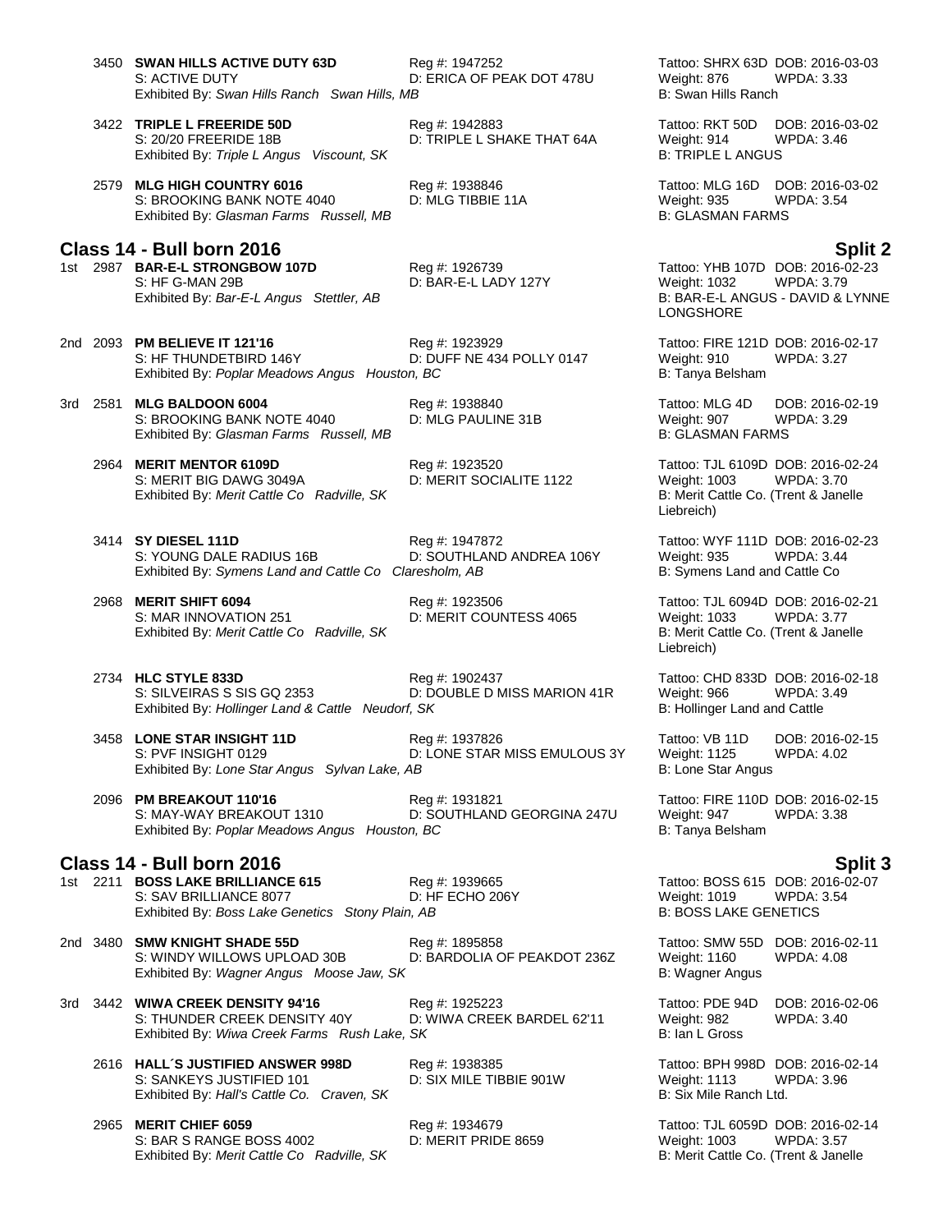3450 **SWAN HILLS ACTIVE DUTY 63D** Reg #: 1947252 Tattoo: SHRX 63D DOB: 2016-03-03
S: ACTIVE DUTY D: ERICA OF PEAK DOT 478U Weight: 876 WPDA: 3.33
Exhibited By: *Swan Hills Ranch Swan Hills, MB* B: Swan Hills Ranch

3422 **TRIPLE L FREERIDE 50D** Reg #: 1942883 Tattoo: RKT 50D DOB: 2016-03-02
S: 20/20 FREERIDE 18B D: TRIPLE L SHAKE THAT 64A Weight: 914 WPDA: 3.46
Exhibited By: *Triple L Angus Viscount, SK* B: TRIPLE L ANGUS

2579 **MLG HIGH COUNTRY 6016** Reg #: 1938846 Tattoo: MLG 16D DOB: 2016-03-02
S: BROOKING BANK NOTE 4040 D: MLG TIBBIE 11A Weight: 935 WPDA: 3.54
Exhibited By: *Glasman Farms Russell, MB* B: GLASMAN FARMS

## Class 14 - Bull born 2016 — Split 2

1st 2987 **BAR-E-L STRONGBOW 107D** Reg #: 1926739 Tattoo: YHB 107D DOB: 2016-02-23
S: HF G-MAN 29B D: BAR-E-L LADY 127Y Weight: 1032 WPDA: 3.79
Exhibited By: *Bar-E-L Angus Stettler, AB* B: BAR-E-L ANGUS - DAVID & LYNNE LONGSHORE

2nd 2093 **PM BELIEVE IT 121'16** Reg #: 1923929 Tattoo: FIRE 121D DOB: 2016-02-17
S: HF THUNDETBIRD 146Y D: DUFF NE 434 POLLY 0147 Weight: 910 WPDA: 3.27
Exhibited By: *Poplar Meadows Angus Houston, BC* B: Tanya Belsham

3rd 2581 **MLG BALDOON 6004** Reg #: 1938840 Tattoo: MLG 4D DOB: 2016-02-19
S: BROOKING BANK NOTE 4040 D: MLG PAULINE 31B Weight: 907 WPDA: 3.29
Exhibited By: *Glasman Farms Russell, MB* B: GLASMAN FARMS

2964 **MERIT MENTOR 6109D** Reg #: 1923520 Tattoo: TJL 6109D DOB: 2016-02-24
S: MERIT BIG DAWG 3049A D: MERIT SOCIALITE 1122 Weight: 1003 WPDA: 3.70
Exhibited By: *Merit Cattle Co Radville, SK* B: Merit Cattle Co. (Trent & Janelle Liebreich)

3414 **SY DIESEL 111D** Reg #: 1947872 Tattoo: WYF 111D DOB: 2016-02-23
S: YOUNG DALE RADIUS 16B D: SOUTHLAND ANDREA 106Y Weight: 935 WPDA: 3.44
Exhibited By: *Symens Land and Cattle Co Claresholm, AB* B: Symens Land and Cattle Co

2968 **MERIT SHIFT 6094** Reg #: 1923506 Tattoo: TJL 6094D DOB: 2016-02-21
S: MAR INNOVATION 251 D: MERIT COUNTESS 4065 Weight: 1033 WPDA: 3.77
Exhibited By: *Merit Cattle Co Radville, SK* B: Merit Cattle Co. (Trent & Janelle Liebreich)

2734 **HLC STYLE 833D** Reg #: 1902437 Tattoo: CHD 833D DOB: 2016-02-18
S: SILVEIRAS S SIS GQ 2353 D: DOUBLE D MISS MARION 41R Weight: 966 WPDA: 3.49
Exhibited By: *Hollinger Land & Cattle Neudorf, SK* B: Hollinger Land and Cattle

3458 **LONE STAR INSIGHT 11D** Reg #: 1937826 Tattoo: VB 11D DOB: 2016-02-15
S: PVF INSIGHT 0129 D: LONE STAR MISS EMULOUS 3Y Weight: 1125 WPDA: 4.02
Exhibited By: *Lone Star Angus Sylvan Lake, AB* B: Lone Star Angus

2096 **PM BREAKOUT 110'16** Reg #: 1931821 Tattoo: FIRE 110D DOB: 2016-02-15
S: MAY-WAY BREAKOUT 1310 D: SOUTHLAND GEORGINA 247U Weight: 947 WPDA: 3.38
Exhibited By: *Poplar Meadows Angus Houston, BC* B: Tanya Belsham

## Class 14 - Bull born 2016 — Split 3

1st 2211 **BOSS LAKE BRILLIANCE 615** Reg #: 1939665 Tattoo: BOSS 615 DOB: 2016-02-07
S: SAV BRILLIANCE 8077 D: HF ECHO 206Y Weight: 1019 WPDA: 3.54
Exhibited By: *Boss Lake Genetics Stony Plain, AB* B: BOSS LAKE GENETICS

2nd 3480 **SMW KNIGHT SHADE 55D** Reg #: 1895858 Tattoo: SMW 55D DOB: 2016-02-11
S: WINDY WILLOWS UPLOAD 30B D: BARDOLIA OF PEAKDOT 236Z Weight: 1160 WPDA: 4.08
Exhibited By: *Wagner Angus Moose Jaw, SK* B: Wagner Angus

3rd 3442 **WIWA CREEK DENSITY 94'16** Reg #: 1925223 Tattoo: PDE 94D DOB: 2016-02-06
S: THUNDER CREEK DENSITY 40Y D: WIWA CREEK BARDEL 62'11 Weight: 982 WPDA: 3.40
Exhibited By: *Wiwa Creek Farms Rush Lake, SK* B: Ian L Gross

2616 **HALL´S JUSTIFIED ANSWER 998D** Reg #: 1938385 Tattoo: BPH 998D DOB: 2016-02-14
S: SANKEYS JUSTIFIED 101 D: SIX MILE TIBBIE 901W Weight: 1113 WPDA: 3.96
Exhibited By: *Hall's Cattle Co. Craven, SK* B: Six Mile Ranch Ltd.

2965 **MERIT CHIEF 6059** Reg #: 1934679 Tattoo: TJL 6059D DOB: 2016-02-14
S: BAR S RANGE BOSS 4002 D: MERIT PRIDE 8659 Weight: 1003 WPDA: 3.57
Exhibited By: *Merit Cattle Co Radville, SK* B: Merit Cattle Co. (Trent & Janelle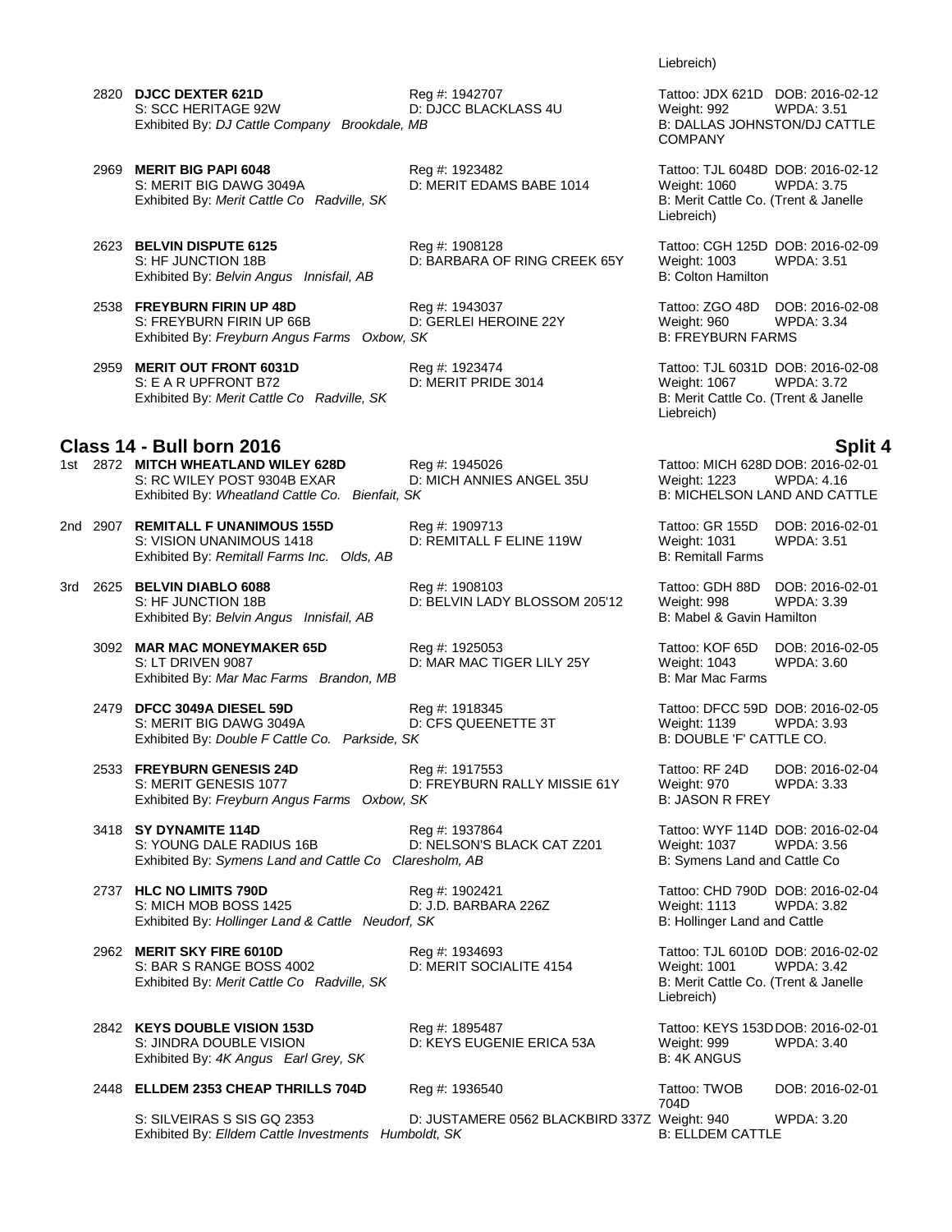Liebreich)

2820 **DJCC DEXTER 621D** Reg #: 1942707 Tattoo: JDX 621D DOB: 2016-02-12
S: SCC HERITAGE 92W D: DJCC BLACKLASS 4U Weight: 992 WPDA: 3.51
Exhibited By: *DJ Cattle Company Brookdale, MB* B: DALLAS JOHNSTON/DJ CATTLE COMPANY

2969 **MERIT BIG PAPI 6048** Reg #: 1923482 Tattoo: TJL 6048D DOB: 2016-02-12
S: MERIT BIG DAWG 3049A D: MERIT EDAMS BABE 1014 Weight: 1060 WPDA: 3.75
Exhibited By: *Merit Cattle Co Radville, SK* B: Merit Cattle Co. (Trent & Janelle Liebreich)

2623 **BELVIN DISPUTE 6125** Reg #: 1908128 Tattoo: CGH 125D DOB: 2016-02-09
S: HF JUNCTION 18B D: BARBARA OF RING CREEK 65Y Weight: 1003 WPDA: 3.51
Exhibited By: *Belvin Angus Innisfail, AB* B: Colton Hamilton

2538 **FREYBURN FIRIN UP 48D** Reg #: 1943037 Tattoo: ZGO 48D DOB: 2016-02-08
S: FREYBURN FIRIN UP 66B D: GERLEI HEROINE 22Y Weight: 960 WPDA: 3.34
Exhibited By: *Freyburn Angus Farms Oxbow, SK* B: FREYBURN FARMS

2959 **MERIT OUT FRONT 6031D** Reg #: 1923474 Tattoo: TJL 6031D DOB: 2016-02-08
S: E A R UPFRONT B72 D: MERIT PRIDE 3014 Weight: 1067 WPDA: 3.72
Exhibited By: *Merit Cattle Co Radville, SK* B: Merit Cattle Co. (Trent & Janelle Liebreich)

## Class 14 - Bull born 2016 — Split 4

1st 2872 **MITCH WHEATLAND WILEY 628D** Reg #: 1945026 Tattoo: MICH 628D DOB: 2016-02-01
S: RC WILEY POST 9304B EXAR D: MICH ANNIES ANGEL 35U Weight: 1223 WPDA: 4.16
Exhibited By: *Wheatland Cattle Co. Bienfait, SK* B: MICHELSON LAND AND CATTLE

2nd 2907 **REMITALL F UNANIMOUS 155D** Reg #: 1909713 Tattoo: GR 155D DOB: 2016-02-01
S: VISION UNANIMOUS 1418 D: REMITALL F ELINE 119W Weight: 1031 WPDA: 3.51
Exhibited By: *Remitall Farms Inc. Olds, AB* B: Remitall Farms

3rd 2625 **BELVIN DIABLO 6088** Reg #: 1908103 Tattoo: GDH 88D DOB: 2016-02-01
S: HF JUNCTION 18B D: BELVIN LADY BLOSSOM 205'12 Weight: 998 WPDA: 3.39
Exhibited By: *Belvin Angus Innisfail, AB* B: Mabel & Gavin Hamilton

3092 **MAR MAC MONEYMAKER 65D** Reg #: 1925053 Tattoo: KOF 65D DOB: 2016-02-05
S: LT DRIVEN 9087 D: MAR MAC TIGER LILY 25Y Weight: 1043 WPDA: 3.60
Exhibited By: *Mar Mac Farms Brandon, MB* B: Mar Mac Farms

2479 **DFCC 3049A DIESEL 59D** Reg #: 1918345 Tattoo: DFCC 59D DOB: 2016-02-05
S: MERIT BIG DAWG 3049A D: CFS QUEENETTE 3T Weight: 1139 WPDA: 3.93
Exhibited By: *Double F Cattle Co. Parkside, SK* B: DOUBLE 'F' CATTLE CO.

2533 **FREYBURN GENESIS 24D** Reg #: 1917553 Tattoo: RF 24D DOB: 2016-02-04
S: MERIT GENESIS 1077 D: FREYBURN RALLY MISSIE 61Y Weight: 970 WPDA: 3.33
Exhibited By: *Freyburn Angus Farms Oxbow, SK* B: JASON R FREY

3418 **SY DYNAMITE 114D** Reg #: 1937864 Tattoo: WYF 114D DOB: 2016-02-04
S: YOUNG DALE RADIUS 16B D: NELSON'S BLACK CAT Z201 Weight: 1037 WPDA: 3.56
Exhibited By: *Symens Land and Cattle Co Claresholm, AB* B: Symens Land and Cattle Co

2737 **HLC NO LIMITS 790D** Reg #: 1902421 Tattoo: CHD 790D DOB: 2016-02-04
S: MICH MOB BOSS 1425 D: J.D. BARBARA 226Z Weight: 1113 WPDA: 3.82
Exhibited By: *Hollinger Land & Cattle Neudorf, SK* B: Hollinger Land and Cattle

2962 **MERIT SKY FIRE 6010D** Reg #: 1934693 Tattoo: TJL 6010D DOB: 2016-02-02
S: BAR S RANGE BOSS 4002 D: MERIT SOCIALITE 4154 Weight: 1001 WPDA: 3.42
Exhibited By: *Merit Cattle Co Radville, SK* B: Merit Cattle Co. (Trent & Janelle Liebreich)

2842 **KEYS DOUBLE VISION 153D** Reg #: 1895487 Tattoo: KEYS 153D DOB: 2016-02-01
S: JINDRA DOUBLE VISION D: KEYS EUGENIE ERICA 53A Weight: 999 WPDA: 3.40
Exhibited By: *4K Angus Earl Grey, SK* B: 4K ANGUS

2448 **ELLDEM 2353 CHEAP THRILLS 704D** Reg #: 1936540 Tattoo: TWOB 704D DOB: 2016-02-01
S: SILVEIRAS S SIS GQ 2353 D: JUSTAMERE 0562 BLACKBIRD 337Z Weight: 940 WPDA: 3.20
Exhibited By: *Elldem Cattle Investments Humboldt, SK* B: ELLDEM CATTLE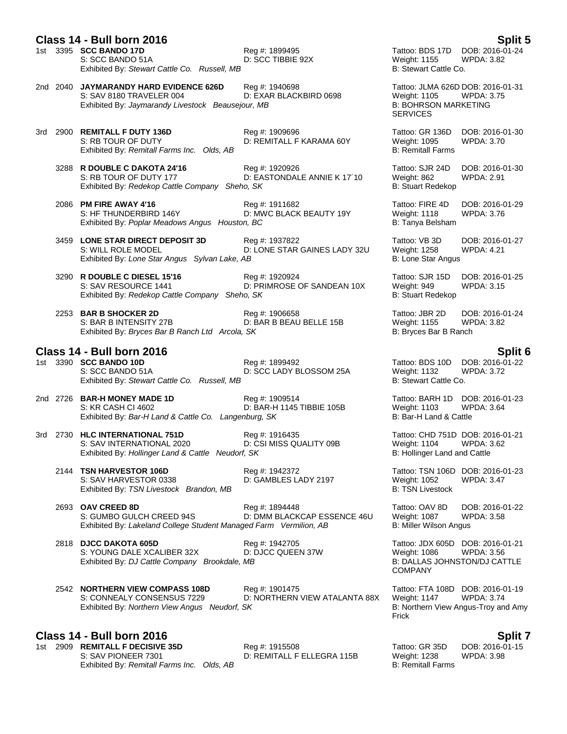## Class 14 - Bull born 2016 — Split 5

1st 3395 **SCC BANDO 17D** Reg #: 1899495 Tattoo: BDS 17D DOB: 2016-01-24
S: SCC BANDO 51A D: SCC TIBBIE 92X Weight: 1155 WPDA: 3.82
Exhibited By: *Stewart Cattle Co. Russell, MB* B: Stewart Cattle Co.

2nd 2040 **JAYMARANDY HARD EVIDENCE 626D** Reg #: 1940698 Tattoo: JLMA 626D DOB: 2016-01-31
S: SAV 8180 TRAVELER 004 D: EXAR BLACKBIRD 0698 Weight: 1105 WPDA: 3.75
Exhibited By: *Jaymarandy Livestock Beausejour, MB* B: BOHRSON MARKETING SERVICES

3rd 2900 **REMITALL F DUTY 136D** Reg #: 1909696 Tattoo: GR 136D DOB: 2016-01-30
S: RB TOUR OF DUTY D: REMITALL F KARAMA 60Y Weight: 1095 WPDA: 3.70
Exhibited By: *Remitall Farms Inc. Olds, AB* B: Remitall Farms

3288 **R DOUBLE C DAKOTA 24'16** Reg #: 1920926 Tattoo: SJR 24D DOB: 2016-01-30
S: RB TOUR OF DUTY 177 D: EASTONDALE ANNIE K 17´10 Weight: 862 WPDA: 2.91
Exhibited By: *Redekop Cattle Company Sheho, SK* B: Stuart Redekop

2086 **PM FIRE AWAY 4'16** Reg #: 1911682 Tattoo: FIRE 4D DOB: 2016-01-29
S: HF THUNDERBIRD 146Y D: MWC BLACK BEAUTY 19Y Weight: 1118 WPDA: 3.76
Exhibited By: *Poplar Meadows Angus Houston, BC* B: Tanya Belsham

3459 **LONE STAR DIRECT DEPOSIT 3D** Reg #: 1937822 Tattoo: VB 3D DOB: 2016-01-27
S: WILL ROLE MODEL D: LONE STAR GAINES LADY 32U Weight: 1258 WPDA: 4.21
Exhibited By: *Lone Star Angus Sylvan Lake, AB* B: Lone Star Angus

3290 **R DOUBLE C DIESEL 15'16** Reg #: 1920924 Tattoo: SJR 15D DOB: 2016-01-25
S: SAV RESOURCE 1441 D: PRIMROSE OF SANDEAN 10X Weight: 949 WPDA: 3.15
Exhibited By: *Redekop Cattle Company Sheho, SK* B: Stuart Redekop

2253 **BAR B SHOCKER 2D** Reg #: 1906658 Tattoo: JBR 2D DOB: 2016-01-24
S: BAR B INTENSITY 27B D: BAR B BEAU BELLE 15B Weight: 1155 WPDA: 3.82
Exhibited By: *Bryces Bar B Ranch Ltd Arcola, SK* B: Bryces Bar B Ranch

## Class 14 - Bull born 2016 — Split 6

1st 3390 **SCC BANDO 10D** Reg #: 1899492 Tattoo: BDS 10D DOB: 2016-01-22
S: SCC BANDO 51A D: SCC LADY BLOSSOM 25A Weight: 1132 WPDA: 3.72
Exhibited By: *Stewart Cattle Co. Russell, MB* B: Stewart Cattle Co.

2nd 2726 **BAR-H MONEY MADE 1D** Reg #: 1909514 Tattoo: BARH 1D DOB: 2016-01-23
S: KR CASH CI 4602 D: BAR-H 1145 TIBBIE 105B Weight: 1103 WPDA: 3.64
Exhibited By: *Bar-H Land & Cattle Co. Langenburg, SK* B: Bar-H Land & Cattle

3rd 2730 **HLC INTERNATIONAL 751D** Reg #: 1916435 Tattoo: CHD 751D DOB: 2016-01-21
S: SAV INTERNATIONAL 2020 D: CSI MISS QUALITY 09B Weight: 1104 WPDA: 3.62
Exhibited By: *Hollinger Land & Cattle Neudorf, SK* B: Hollinger Land and Cattle

2144 **TSN HARVESTOR 106D** Reg #: 1942372 Tattoo: TSN 106D DOB: 2016-01-23
S: SAV HARVESTOR 0338 D: GAMBLES LADY 2197 Weight: 1052 WPDA: 3.47
Exhibited By: *TSN Livestock Brandon, MB* B: TSN Livestock

2693 **OAV CREED 8D** Reg #: 1894448 Tattoo: OAV 8D DOB: 2016-01-22
S: GUMBO GULCH CREED 94S D: DMM BLACKCAP ESSENCE 46U Weight: 1087 WPDA: 3.58
Exhibited By: *Lakeland College Student Managed Farm Vermilion, AB* B: Miller Wilson Angus

2818 **DJCC DAKOTA 605D** Reg #: 1942705 Tattoo: JDX 605D DOB: 2016-01-21
S: YOUNG DALE XCALIBER 32X D: DJCC QUEEN 37W Weight: 1086 WPDA: 3.56
Exhibited By: *DJ Cattle Company Brookdale, MB* B: DALLAS JOHNSTON/DJ CATTLE COMPANY

2542 **NORTHERN VIEW COMPASS 108D** Reg #: 1901475 Tattoo: FTA 108D DOB: 2016-01-19
S: CONNEALY CONSENSUS 7229 D: NORTHERN VIEW ATALANTA 88X Weight: 1147 WPDA: 3.74
Exhibited By: *Northern View Angus Neudorf, SK* B: Northern View Angus-Troy and Amy Frick

## Class 14 - Bull born 2016 — Split 7

1st 2909 **REMITALL F DECISIVE 35D** Reg #: 1915508 Tattoo: GR 35D DOB: 2016-01-15
S: SAV PIONEER 7301 D: REMITALL F ELLEGRA 115B Weight: 1238 WPDA: 3.98
Exhibited By: *Remitall Farms Inc. Olds, AB* B: Remitall Farms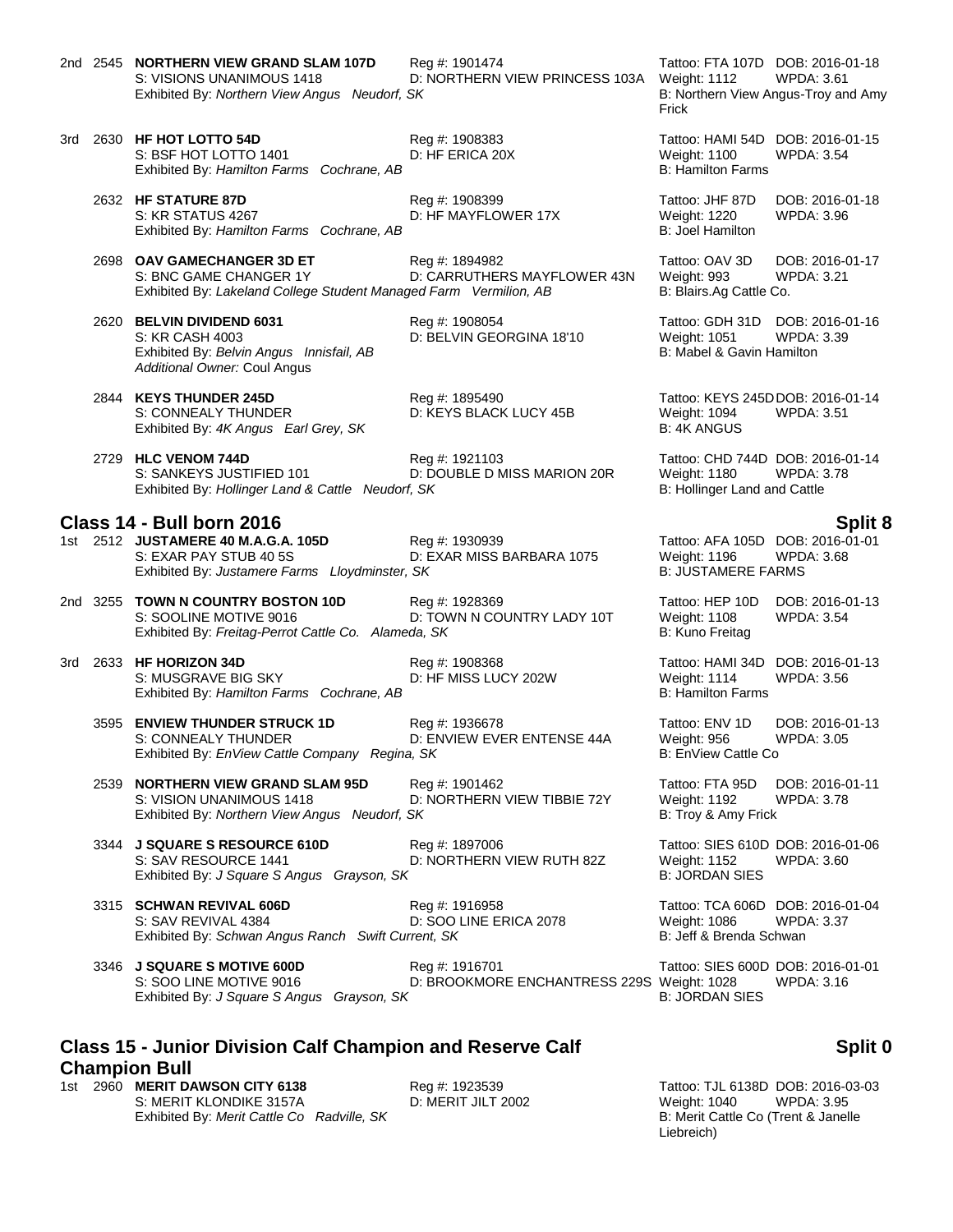2nd 2545 **NORTHERN VIEW GRAND SLAM 107D** Reg #: 1901474 Tattoo: FTA 107D DOB: 2016-01-18
S: VISIONS UNANIMOUS 1418 D: NORTHERN VIEW PRINCESS 103A Weight: 1112 WPDA: 3.61
Exhibited By: *Northern View Angus Neudorf, SK* B: Northern View Angus-Troy and Amy Frick

3rd 2630 **HF HOT LOTTO 54D** Reg #: 1908383 Tattoo: HAMI 54D DOB: 2016-01-15
S: BSF HOT LOTTO 1401 D: HF ERICA 20X Weight: 1100 WPDA: 3.54
Exhibited By: *Hamilton Farms Cochrane, AB* B: Hamilton Farms

2632 **HF STATURE 87D** Reg #: 1908399 Tattoo: JHF 87D DOB: 2016-01-18
S: KR STATUS 4267 D: HF MAYFLOWER 17X Weight: 1220 WPDA: 3.96
Exhibited By: *Hamilton Farms Cochrane, AB* B: Joel Hamilton

2698 **OAV GAMECHANGER 3D ET** Reg #: 1894982 Tattoo: OAV 3D DOB: 2016-01-17
S: BNC GAME CHANGER 1Y D: CARRUTHERS MAYFLOWER 43N Weight: 993 WPDA: 3.21
Exhibited By: *Lakeland College Student Managed Farm Vermilion, AB* B: Blairs.Ag Cattle Co.

2620 **BELVIN DIVIDEND 6031** Reg #: 1908054 Tattoo: GDH 31D DOB: 2016-01-16
S: KR CASH 4003 D: BELVIN GEORGINA 18'10 Weight: 1051 WPDA: 3.39
Exhibited By: *Belvin Angus Innisfail, AB* B: Mabel & Gavin Hamilton
*Additional Owner:* Coul Angus

2844 **KEYS THUNDER 245D** Reg #: 1895490 Tattoo: KEYS 245D DOB: 2016-01-14
S: CONNEALY THUNDER D: KEYS BLACK LUCY 45B Weight: 1094 WPDA: 3.51
Exhibited By: *4K Angus Earl Grey, SK* B: 4K ANGUS

2729 **HLC VENOM 744D** Reg #: 1921103 Tattoo: CHD 744D DOB: 2016-01-14
S: SANKEYS JUSTIFIED 101 D: DOUBLE D MISS MARION 20R Weight: 1180 WPDA: 3.78
Exhibited By: *Hollinger Land & Cattle Neudorf, SK* B: Hollinger Land and Cattle

## Class 14 - Bull born 2016 — Split 8

1st 2512 **JUSTAMERE 40 M.A.G.A. 105D** Reg #: 1930939 Tattoo: AFA 105D DOB: 2016-01-01
S: EXAR PAY STUB 40 5S D: EXAR MISS BARBARA 1075 Weight: 1196 WPDA: 3.68
Exhibited By: *Justamere Farms Lloydminster, SK* B: JUSTAMERE FARMS

2nd 3255 **TOWN N COUNTRY BOSTON 10D** Reg #: 1928369 Tattoo: HEP 10D DOB: 2016-01-13
S: SOOLINE MOTIVE 9016 D: TOWN N COUNTRY LADY 10T Weight: 1108 WPDA: 3.54
Exhibited By: *Freitag-Perrot Cattle Co. Alameda, SK* B: Kuno Freitag

3rd 2633 **HF HORIZON 34D** Reg #: 1908368 Tattoo: HAMI 34D DOB: 2016-01-13
S: MUSGRAVE BIG SKY D: HF MISS LUCY 202W Weight: 1114 WPDA: 3.56
Exhibited By: *Hamilton Farms Cochrane, AB* B: Hamilton Farms

3595 **ENVIEW THUNDER STRUCK 1D** Reg #: 1936678 Tattoo: ENV 1D DOB: 2016-01-13
S: CONNEALY THUNDER D: ENVIEW EVER ENTENSE 44A Weight: 956 WPDA: 3.05
Exhibited By: *EnView Cattle Company Regina, SK* B: EnView Cattle Co

2539 **NORTHERN VIEW GRAND SLAM 95D** Reg #: 1901462 Tattoo: FTA 95D DOB: 2016-01-11
S: VISION UNANIMOUS 1418 D: NORTHERN VIEW TIBBIE 72Y Weight: 1192 WPDA: 3.78
Exhibited By: *Northern View Angus Neudorf, SK* B: Troy & Amy Frick

3344 **J SQUARE S RESOURCE 610D** Reg #: 1897006 Tattoo: SIES 610D DOB: 2016-01-06
S: SAV RESOURCE 1441 D: NORTHERN VIEW RUTH 82Z Weight: 1152 WPDA: 3.60
Exhibited By: *J Square S Angus Grayson, SK* B: JORDAN SIES

3315 **SCHWAN REVIVAL 606D** Reg #: 1916958 Tattoo: TCA 606D DOB: 2016-01-04
S: SAV REVIVAL 4384 D: SOO LINE ERICA 2078 Weight: 1086 WPDA: 3.37
Exhibited By: *Schwan Angus Ranch Swift Current, SK* B: Jeff & Brenda Schwan

3346 **J SQUARE S MOTIVE 600D** Reg #: 1916701 Tattoo: SIES 600D DOB: 2016-01-01
S: SOO LINE MOTIVE 9016 D: BROOKMORE ENCHANTRESS 229S Weight: 1028 WPDA: 3.16
Exhibited By: *J Square S Angus Grayson, SK* B: JORDAN SIES

## Class 15 - Junior Division Calf Champion and Reserve Calf Champion Bull — Split 0

1st 2960 **MERIT DAWSON CITY 6138** Reg #: 1923539 Tattoo: TJL 6138D DOB: 2016-03-03
S: MERIT KLONDIKE 3157A D: MERIT JILT 2002 Weight: 1040 WPDA: 3.95
Exhibited By: *Merit Cattle Co Radville, SK* B: Merit Cattle Co (Trent & Janelle Liebreich)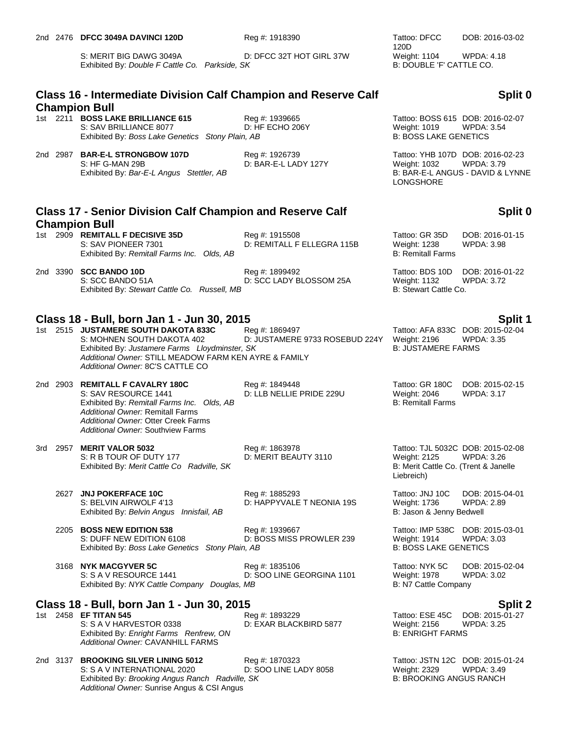2nd 2476 **DFCC 3049A DAVINCI 120D** Reg #: 1918390 Tattoo: DFCC 120D DOB: 2016-03-02
S: MERIT BIG DAWG 3049A D: DFCC 32T HOT GIRL 37W Weight: 1104 WPDA: 4.18
Exhibited By: *Double F Cattle Co. Parkside, SK* B: DOUBLE 'F' CATTLE CO.

## Class 16 - Intermediate Division Calf Champion and Reserve Calf Champion Bull — Split 0

1st 2211 **BOSS LAKE BRILLIANCE 615** Reg #: 1939665 Tattoo: BOSS 615 DOB: 2016-02-07
S: SAV BRILLIANCE 8077 D: HF ECHO 206Y Weight: 1019 WPDA: 3.54
Exhibited By: *Boss Lake Genetics Stony Plain, AB* B: BOSS LAKE GENETICS

2nd 2987 **BAR-E-L STRONGBOW 107D** Reg #: 1926739 Tattoo: YHB 107D DOB: 2016-02-23
S: HF G-MAN 29B D: BAR-E-L LADY 127Y Weight: 1032 WPDA: 3.79
Exhibited By: *Bar-E-L Angus Stettler, AB* B: BAR-E-L ANGUS - DAVID & LYNNE LONGSHORE

## Class 17 - Senior Division Calf Champion and Reserve Calf Champion Bull — Split 0

1st 2909 **REMITALL F DECISIVE 35D** Reg #: 1915508 Tattoo: GR 35D DOB: 2016-01-15
S: SAV PIONEER 7301 D: REMITALL F ELLEGRA 115B Weight: 1238 WPDA: 3.98
Exhibited By: *Remitall Farms Inc. Olds, AB* B: Remitall Farms

2nd 3390 **SCC BANDO 10D** Reg #: 1899492 Tattoo: BDS 10D DOB: 2016-01-22
S: SCC BANDO 51A D: SCC LADY BLOSSOM 25A Weight: 1132 WPDA: 3.72
Exhibited By: *Stewart Cattle Co. Russell, MB* B: Stewart Cattle Co.

## Class 18 - Bull, born Jan 1 - Jun 30, 2015 — Split 1

1st 2515 **JUSTAMERE SOUTH DAKOTA 833C** Reg #: 1869497 Tattoo: AFA 833C DOB: 2015-02-04
S: MOHNEN SOUTH DAKOTA 402 D: JUSTAMERE 9733 ROSEBUD 224Y Weight: 2196 WPDA: 3.35
Exhibited By: *Justamere Farms Lloydminster, SK* B: JUSTAMERE FARMS
*Additional Owner:* STILL MEADOW FARM KEN AYRE & FAMILY
*Additional Owner:* 8C'S CATTLE CO

2nd 2903 **REMITALL F CAVALRY 180C** Reg #: 1849448 Tattoo: GR 180C DOB: 2015-02-15
S: SAV RESOURCE 1441 D: LLB NELLIE PRIDE 229U Weight: 2046 WPDA: 3.17
Exhibited By: *Remitall Farms Inc. Olds, AB* B: Remitall Farms
*Additional Owner:* Remitall Farms
*Additional Owner:* Otter Creek Farms
*Additional Owner:* Southview Farms

3rd 2957 **MERIT VALOR 5032** Reg #: 1863978 Tattoo: TJL 5032C DOB: 2015-02-08
S: R B TOUR OF DUTY 177 D: MERIT BEAUTY 3110 Weight: 2125 WPDA: 3.26
Exhibited By: *Merit Cattle Co Radville, SK* B: Merit Cattle Co. (Trent & Janelle Liebreich)

2627 **JNJ POKERFACE 10C** Reg #: 1885293 Tattoo: JNJ 10C DOB: 2015-04-01
S: BELVIN AIRWOLF 4'13 D: HAPPYVALE T NEONIA 19S Weight: 1736 WPDA: 2.89
Exhibited By: *Belvin Angus Innisfail, AB* B: Jason & Jenny Bedwell

2205 **BOSS NEW EDITION 538** Reg #: 1939667 Tattoo: IMP 538C DOB: 2015-03-01
S: DUFF NEW EDITION 6108 D: BOSS MISS PROWLER 239 Weight: 1914 WPDA: 3.03
Exhibited By: *Boss Lake Genetics Stony Plain, AB* B: BOSS LAKE GENETICS

3168 **NYK MACGYVER 5C** Reg #: 1835106 Tattoo: NYK 5C DOB: 2015-02-04
S: S A V RESOURCE 1441 D: SOO LINE GEORGINA 1101 Weight: 1978 WPDA: 3.02
Exhibited By: *NYK Cattle Company Douglas, MB* B: N7 Cattle Company

## Class 18 - Bull, born Jan 1 - Jun 30, 2015 — Split 2

1st 2458 **EF TITAN 545** Reg #: 1893229 Tattoo: ESE 45C DOB: 2015-01-27
S: S A V HARVESTOR 0338 D: EXAR BLACKBIRD 5877 Weight: 2156 WPDA: 3.25
Exhibited By: *Enright Farms Renfrew, ON* B: ENRIGHT FARMS
*Additional Owner:* CAVANHILL FARMS

2nd 3137 **BROOKING SILVER LINING 5012** Reg #: 1870323 Tattoo: JSTN 12C DOB: 2015-01-24
S: S A V INTERNATIONAL 2020 D: SOO LINE LADY 8058 Weight: 2329 WPDA: 3.49
Exhibited By: *Brooking Angus Ranch Radville, SK* B: BROOKING ANGUS RANCH
*Additional Owner:* Sunrise Angus & CSI Angus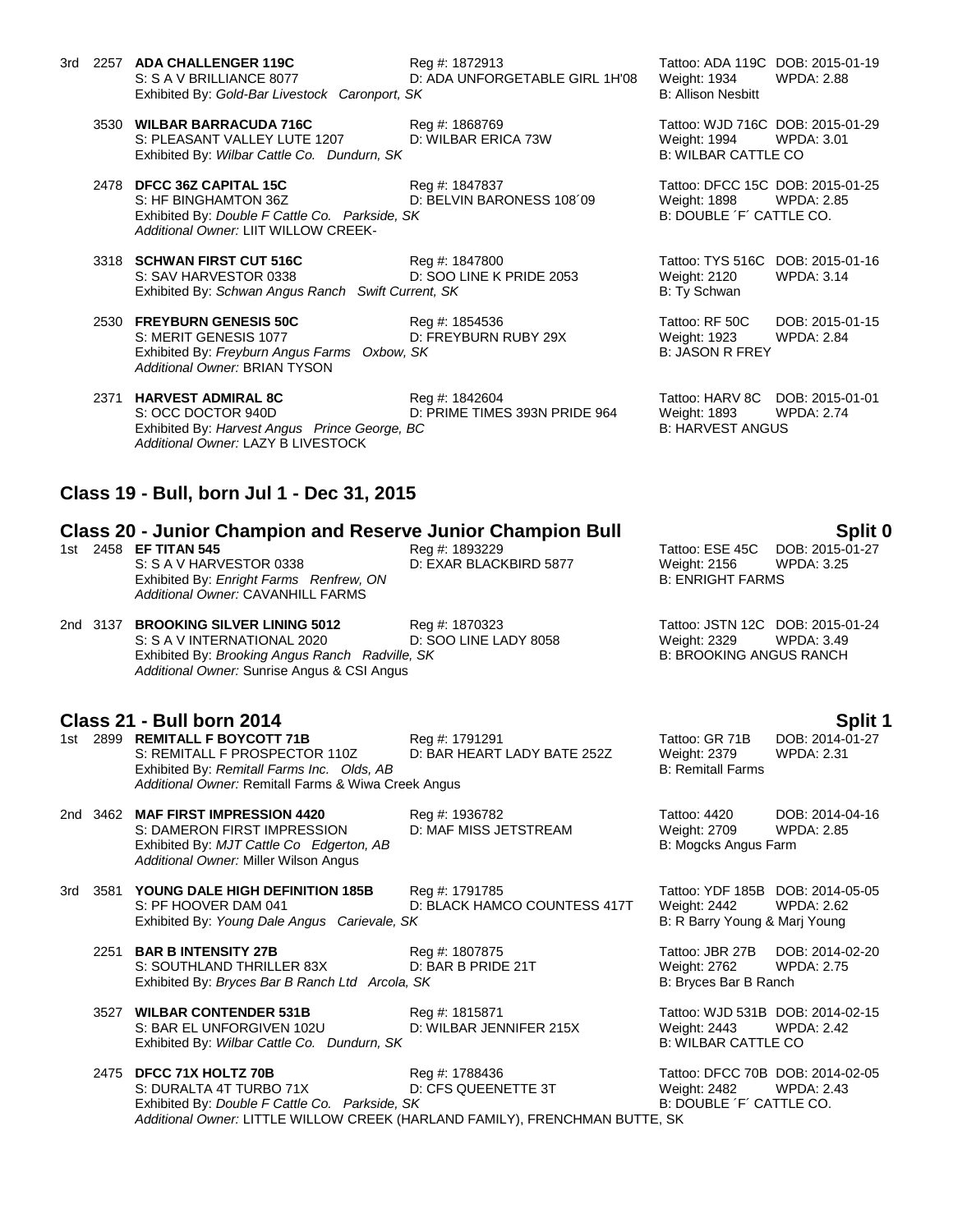3rd 2257 **ADA CHALLENGER 119C** Reg #: 1872913 Tattoo: ADA 119C DOB: 2015-01-19
S: S A V BRILLIANCE 8077 D: ADA UNFORGETABLE GIRL 1H'08 Weight: 1934 WPDA: 2.88
Exhibited By: *Gold-Bar Livestock Caronport, SK* B: Allison Nesbitt

3530 **WILBAR BARRACUDA 716C** Reg #: 1868769 Tattoo: WJD 716C DOB: 2015-01-29
S: PLEASANT VALLEY LUTE 1207 D: WILBAR ERICA 73W Weight: 1994 WPDA: 3.01
Exhibited By: *Wilbar Cattle Co. Dundurn, SK* B: WILBAR CATTLE CO

2478 **DFCC 36Z CAPITAL 15C** Reg #: 1847837 Tattoo: DFCC 15C DOB: 2015-01-25
S: HF BINGHAMTON 36Z D: BELVIN BARONESS 108´09 Weight: 1898 WPDA: 2.85
Exhibited By: *Double F Cattle Co. Parkside, SK* B: DOUBLE ´F´ CATTLE CO.
*Additional Owner:* LIIT WILLOW CREEK-

3318 **SCHWAN FIRST CUT 516C** Reg #: 1847800 Tattoo: TYS 516C DOB: 2015-01-16
S: SAV HARVESTOR 0338 D: SOO LINE K PRIDE 2053 Weight: 2120 WPDA: 3.14
Exhibited By: *Schwan Angus Ranch Swift Current, SK* B: Ty Schwan

2530 **FREYBURN GENESIS 50C** Reg #: 1854536 Tattoo: RF 50C DOB: 2015-01-15
S: MERIT GENESIS 1077 D: FREYBURN RUBY 29X Weight: 1923 WPDA: 2.84
Exhibited By: *Freyburn Angus Farms Oxbow, SK* B: JASON R FREY
*Additional Owner:* BRIAN TYSON

2371 **HARVEST ADMIRAL 8C** Reg #: 1842604 Tattoo: HARV 8C DOB: 2015-01-01
S: OCC DOCTOR 940D D: PRIME TIMES 393N PRIDE 964 Weight: 1893 WPDA: 2.74
Exhibited By: *Harvest Angus Prince George, BC* B: HARVEST ANGUS
*Additional Owner:* LAZY B LIVESTOCK

## Class 19 - Bull, born Jul 1 - Dec 31, 2015

## Class 20 - Junior Champion and Reserve Junior Champion Bull — Split 0

1st 2458 **EF TITAN 545** Reg #: 1893229 Tattoo: ESE 45C DOB: 2015-01-27
S: S A V HARVESTOR 0338 D: EXAR BLACKBIRD 5877 Weight: 2156 WPDA: 3.25
Exhibited By: *Enright Farms Renfrew, ON* B: ENRIGHT FARMS
*Additional Owner:* CAVANHILL FARMS

2nd 3137 **BROOKING SILVER LINING 5012** Reg #: 1870323 Tattoo: JSTN 12C DOB: 2015-01-24
S: S A V INTERNATIONAL 2020 D: SOO LINE LADY 8058 Weight: 2329 WPDA: 3.49
Exhibited By: *Brooking Angus Ranch Radville, SK* B: BROOKING ANGUS RANCH
*Additional Owner:* Sunrise Angus & CSI Angus

## Class 21 - Bull born 2014 — Split 1

1st 2899 **REMITALL F BOYCOTT 71B** Reg #: 1791291 Tattoo: GR 71B DOB: 2014-01-27
S: REMITALL F PROSPECTOR 110Z D: BAR HEART LADY BATE 252Z Weight: 2379 WPDA: 2.31
Exhibited By: *Remitall Farms Inc. Olds, AB* B: Remitall Farms
*Additional Owner:* Remitall Farms & Wiwa Creek Angus

2nd 3462 **MAF FIRST IMPRESSION 4420** Reg #: 1936782 Tattoo: 4420 DOB: 2014-04-16
S: DAMERON FIRST IMPRESSION D: MAF MISS JETSTREAM Weight: 2709 WPDA: 2.85
Exhibited By: *MJT Cattle Co Edgerton, AB* B: Mogcks Angus Farm
*Additional Owner:* Miller Wilson Angus

3rd 3581 **YOUNG DALE HIGH DEFINITION 185B** Reg #: 1791785 Tattoo: YDF 185B DOB: 2014-05-05
S: PF HOOVER DAM 041 D: BLACK HAMCO COUNTESS 417T Weight: 2442 WPDA: 2.62
Exhibited By: *Young Dale Angus Carievale, SK* B: R Barry Young & Marj Young

2251 **BAR B INTENSITY 27B** Reg #: 1807875 Tattoo: JBR 27B DOB: 2014-02-20
S: SOUTHLAND THRILLER 83X D: BAR B PRIDE 21T Weight: 2762 WPDA: 2.75
Exhibited By: *Bryces Bar B Ranch Ltd Arcola, SK* B: Bryces Bar B Ranch

3527 **WILBAR CONTENDER 531B** Reg #: 1815871 Tattoo: WJD 531B DOB: 2014-02-15
S: BAR EL UNFORGIVEN 102U D: WILBAR JENNIFER 215X Weight: 2443 WPDA: 2.42
Exhibited By: *Wilbar Cattle Co. Dundurn, SK* B: WILBAR CATTLE CO

2475 **DFCC 71X HOLTZ 70B** Reg #: 1788436 Tattoo: DFCC 70B DOB: 2014-02-05
S: DURALTA 4T TURBO 71X D: CFS QUEENETTE 3T Weight: 2482 WPDA: 2.43
Exhibited By: *Double F Cattle Co. Parkside, SK* B: DOUBLE ´F´ CATTLE CO.
*Additional Owner:* LITTLE WILLOW CREEK (HARLAND FAMILY), FRENCHMAN BUTTE, SK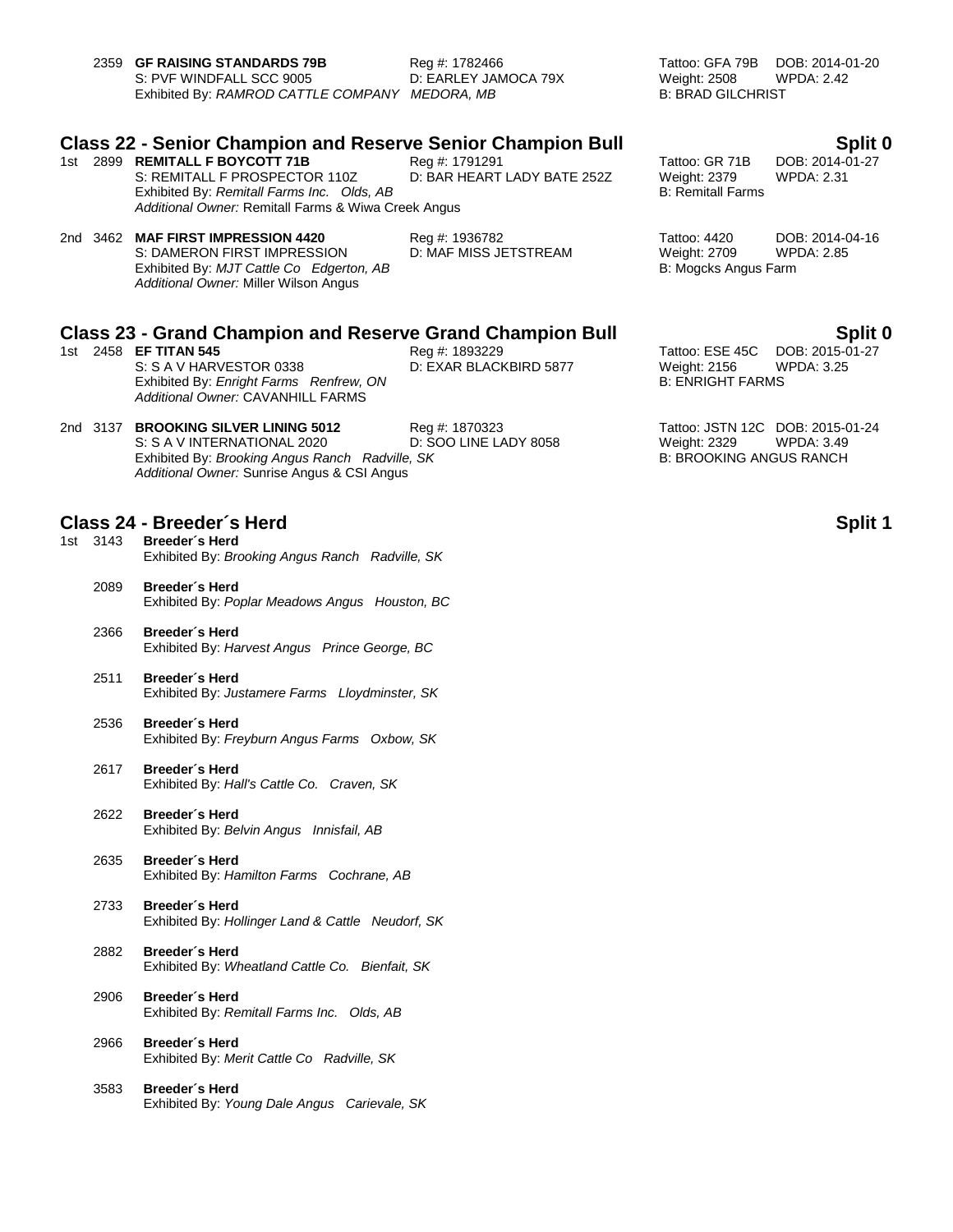2359 **GF RAISING STANDARDS 79B** Reg #: 1782466 Tattoo: GFA 79B DOB: 2014-01-20
S: PVF WINDFALL SCC 9005 D: EARLEY JAMOCA 79X Weight: 2508 WPDA: 2.42
Exhibited By: *RAMROD CATTLE COMPANY MEDORA, MB* B: BRAD GILCHRIST

## Class 22 - Senior Champion and Reserve Senior Champion Bull — Split 0

1st 2899 **REMITALL F BOYCOTT 71B** Reg #: 1791291 Tattoo: GR 71B DOB: 2014-01-27
S: REMITALL F PROSPECTOR 110Z D: BAR HEART LADY BATE 252Z Weight: 2379 WPDA: 2.31
Exhibited By: *Remitall Farms Inc. Olds, AB* B: Remitall Farms
*Additional Owner:* Remitall Farms & Wiwa Creek Angus

2nd 3462 **MAF FIRST IMPRESSION 4420** Reg #: 1936782 Tattoo: 4420 DOB: 2014-04-16
S: DAMERON FIRST IMPRESSION D: MAF MISS JETSTREAM Weight: 2709 WPDA: 2.85
Exhibited By: *MJT Cattle Co Edgerton, AB* B: Mogcks Angus Farm
*Additional Owner:* Miller Wilson Angus

## Class 23 - Grand Champion and Reserve Grand Champion Bull — Split 0

1st 2458 **EF TITAN 545** Reg #: 1893229 Tattoo: ESE 45C DOB: 2015-01-27
S: S A V HARVESTOR 0338 D: EXAR BLACKBIRD 5877 Weight: 2156 WPDA: 3.25
Exhibited By: *Enright Farms Renfrew, ON* B: ENRIGHT FARMS
*Additional Owner:* CAVANHILL FARMS

2nd 3137 **BROOKING SILVER LINING 5012** Reg #: 1870323 Tattoo: JSTN 12C DOB: 2015-01-24
S: S A V INTERNATIONAL 2020 D: SOO LINE LADY 8058 Weight: 2329 WPDA: 3.49
Exhibited By: *Brooking Angus Ranch Radville, SK* B: BROOKING ANGUS RANCH
*Additional Owner:* Sunrise Angus & CSI Angus

## Class 24 - Breeder´s Herd — Split 1

1st 3143 **Breeder´s Herd**
Exhibited By: *Brooking Angus Ranch Radville, SK*

2089 **Breeder´s Herd**
Exhibited By: *Poplar Meadows Angus Houston, BC*

2366 **Breeder´s Herd**
Exhibited By: *Harvest Angus Prince George, BC*

2511 **Breeder´s Herd**
Exhibited By: *Justamere Farms Lloydminster, SK*

2536 **Breeder´s Herd**
Exhibited By: *Freyburn Angus Farms Oxbow, SK*

2617 **Breeder´s Herd**
Exhibited By: *Hall's Cattle Co. Craven, SK*

2622 **Breeder´s Herd**
Exhibited By: *Belvin Angus Innisfail, AB*

2635 **Breeder´s Herd**
Exhibited By: *Hamilton Farms Cochrane, AB*

2733 **Breeder´s Herd**
Exhibited By: *Hollinger Land & Cattle Neudorf, SK*

2882 **Breeder´s Herd**
Exhibited By: *Wheatland Cattle Co. Bienfait, SK*

2906 **Breeder´s Herd**
Exhibited By: *Remitall Farms Inc. Olds, AB*

2966 **Breeder´s Herd**
Exhibited By: *Merit Cattle Co Radville, SK*

3583 **Breeder´s Herd**
Exhibited By: *Young Dale Angus Carievale, SK*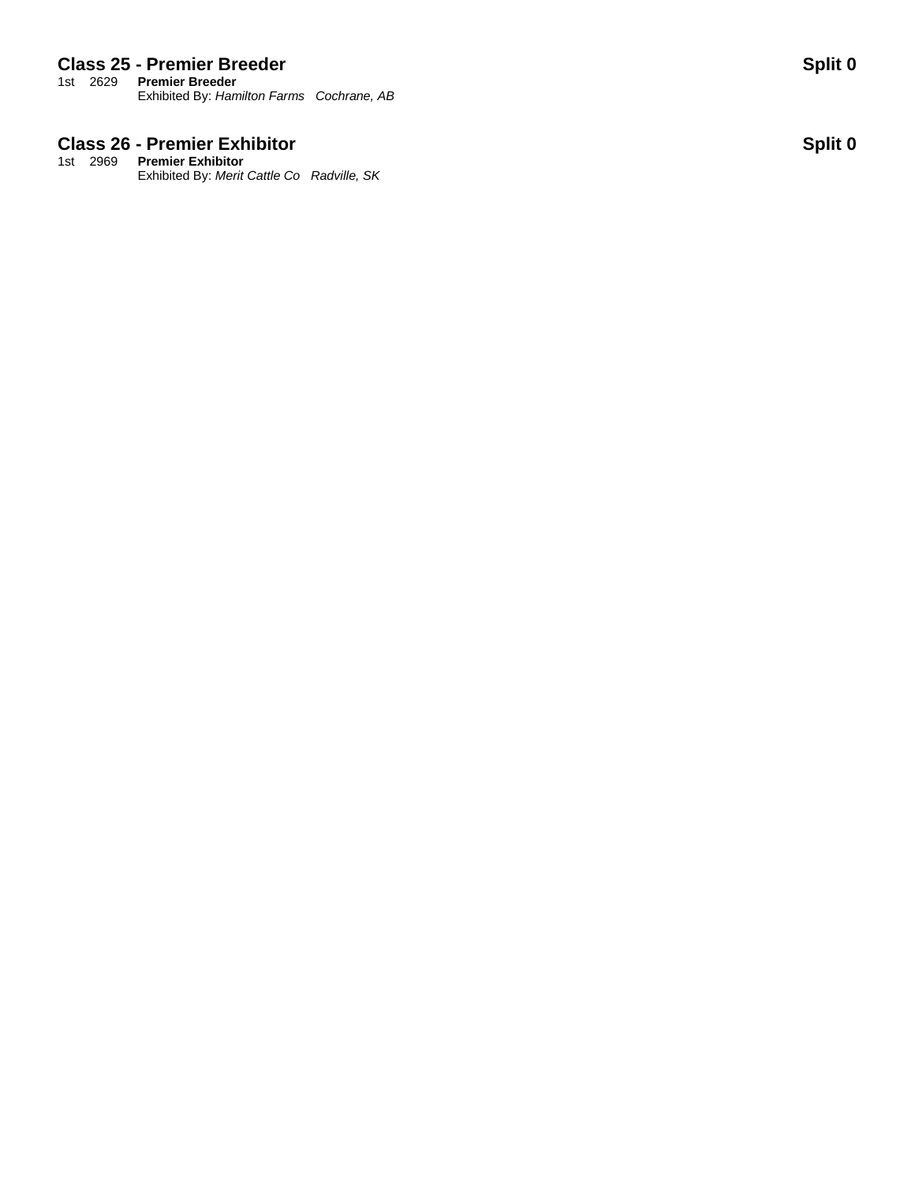## Class 25 - Premier Breeder Split 0

1st 2629 **Premier Breeder**
Exhibited By: *Hamilton Farms Cochrane, AB*

## Class 26 - Premier Exhibitor Split 0

1st 2969 **Premier Exhibitor**
Exhibited By: *Merit Cattle Co Radville, SK*